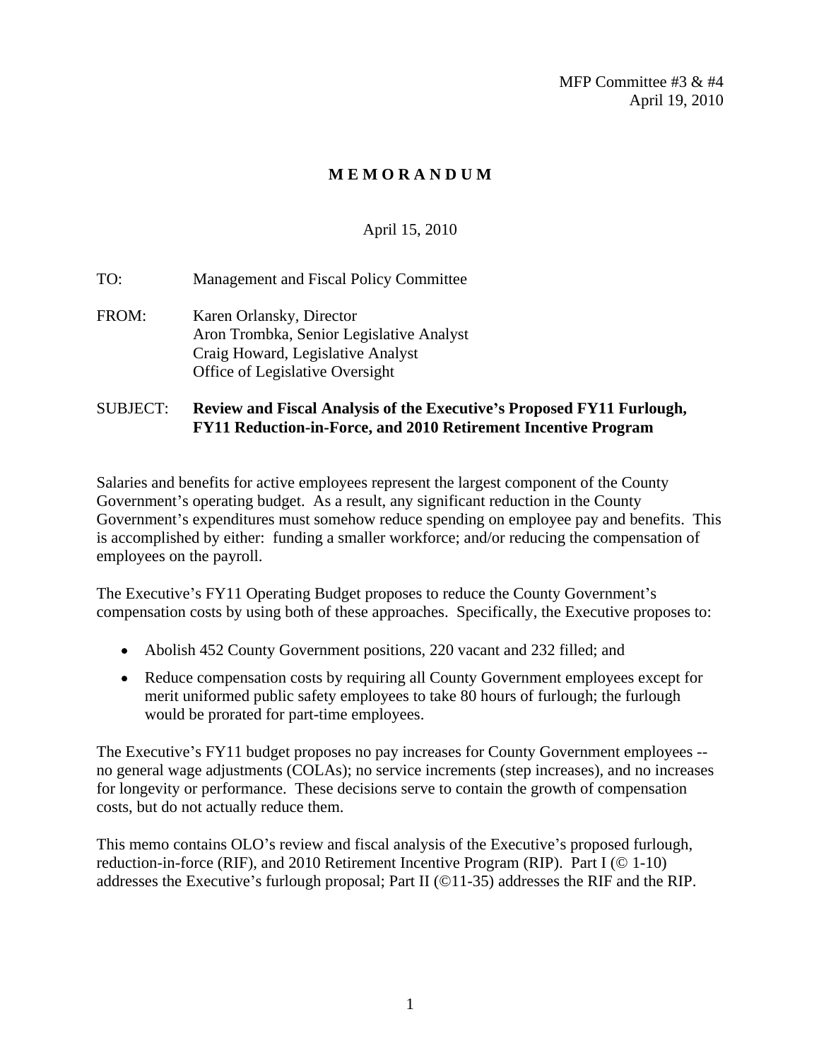MFP Committee #3 & #4
April 19, 2010

# M E M O R A N D U M

April 15, 2010

TO: Management and Fiscal Policy Committee

FROM: Karen Orlansky, Director
Aron Trombka, Senior Legislative Analyst
Craig Howard, Legislative Analyst
Office of Legislative Oversight

SUBJECT: **Review and Fiscal Analysis of the Executive's Proposed FY11 Furlough, FY11 Reduction-in-Force, and 2010 Retirement Incentive Program**

Salaries and benefits for active employees represent the largest component of the County Government's operating budget. As a result, any significant reduction in the County Government's expenditures must somehow reduce spending on employee pay and benefits. This is accomplished by either: funding a smaller workforce; and/or reducing the compensation of employees on the payroll.

The Executive's FY11 Operating Budget proposes to reduce the County Government's compensation costs by using both of these approaches. Specifically, the Executive proposes to:

- Abolish 452 County Government positions, 220 vacant and 232 filled; and
- Reduce compensation costs by requiring all County Government employees except for merit uniformed public safety employees to take 80 hours of furlough; the furlough would be prorated for part-time employees.

The Executive's FY11 budget proposes no pay increases for County Government employees -- no general wage adjustments (COLAs); no service increments (step increases), and no increases for longevity or performance. These decisions serve to contain the growth of compensation costs, but do not actually reduce them.

This memo contains OLO's review and fiscal analysis of the Executive's proposed furlough, reduction-in-force (RIF), and 2010 Retirement Incentive Program (RIP). Part I (© 1-10) addresses the Executive's furlough proposal; Part II (©11-35) addresses the RIF and the RIP.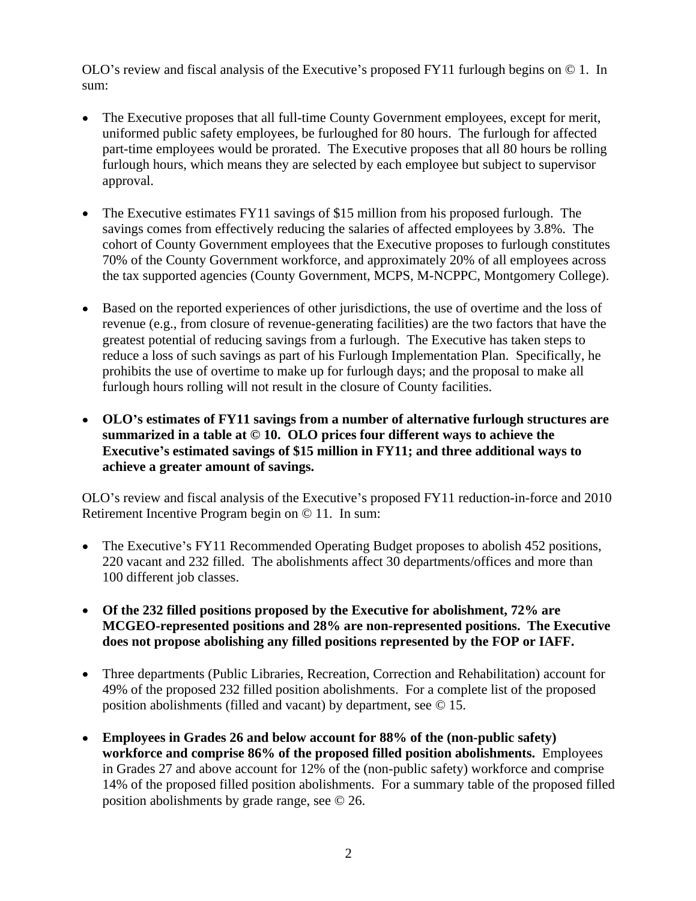OLO's review and fiscal analysis of the Executive's proposed FY11 furlough begins on © 1. In sum:

- The Executive proposes that all full-time County Government employees, except for merit, uniformed public safety employees, be furloughed for 80 hours. The furlough for affected part-time employees would be prorated. The Executive proposes that all 80 hours be rolling furlough hours, which means they are selected by each employee but subject to supervisor approval.

- The Executive estimates FY11 savings of $15 million from his proposed furlough. The savings comes from effectively reducing the salaries of affected employees by 3.8%. The cohort of County Government employees that the Executive proposes to furlough constitutes 70% of the County Government workforce, and approximately 20% of all employees across the tax supported agencies (County Government, MCPS, M-NCPPC, Montgomery College).

- Based on the reported experiences of other jurisdictions, the use of overtime and the loss of revenue (e.g., from closure of revenue-generating facilities) are the two factors that have the greatest potential of reducing savings from a furlough. The Executive has taken steps to reduce a loss of such savings as part of his Furlough Implementation Plan. Specifically, he prohibits the use of overtime to make up for furlough days; and the proposal to make all furlough hours rolling will not result in the closure of County facilities.

- **OLO's estimates of FY11 savings from a number of alternative furlough structures are summarized in a table at © 10. OLO prices four different ways to achieve the Executive's estimated savings of $15 million in FY11; and three additional ways to achieve a greater amount of savings.**

OLO's review and fiscal analysis of the Executive's proposed FY11 reduction-in-force and 2010 Retirement Incentive Program begin on © 11. In sum:

- The Executive's FY11 Recommended Operating Budget proposes to abolish 452 positions, 220 vacant and 232 filled. The abolishments affect 30 departments/offices and more than 100 different job classes.

- **Of the 232 filled positions proposed by the Executive for abolishment, 72% are MCGEO-represented positions and 28% are non-represented positions. The Executive does not propose abolishing any filled positions represented by the FOP or IAFF.**

- Three departments (Public Libraries, Recreation, Correction and Rehabilitation) account for 49% of the proposed 232 filled position abolishments. For a complete list of the proposed position abolishments (filled and vacant) by department, see © 15.

- **Employees in Grades 26 and below account for 88% of the (non-public safety) workforce and comprise 86% of the proposed filled position abolishments.** Employees in Grades 27 and above account for 12% of the (non-public safety) workforce and comprise 14% of the proposed filled position abolishments. For a summary table of the proposed filled position abolishments by grade range, see © 26.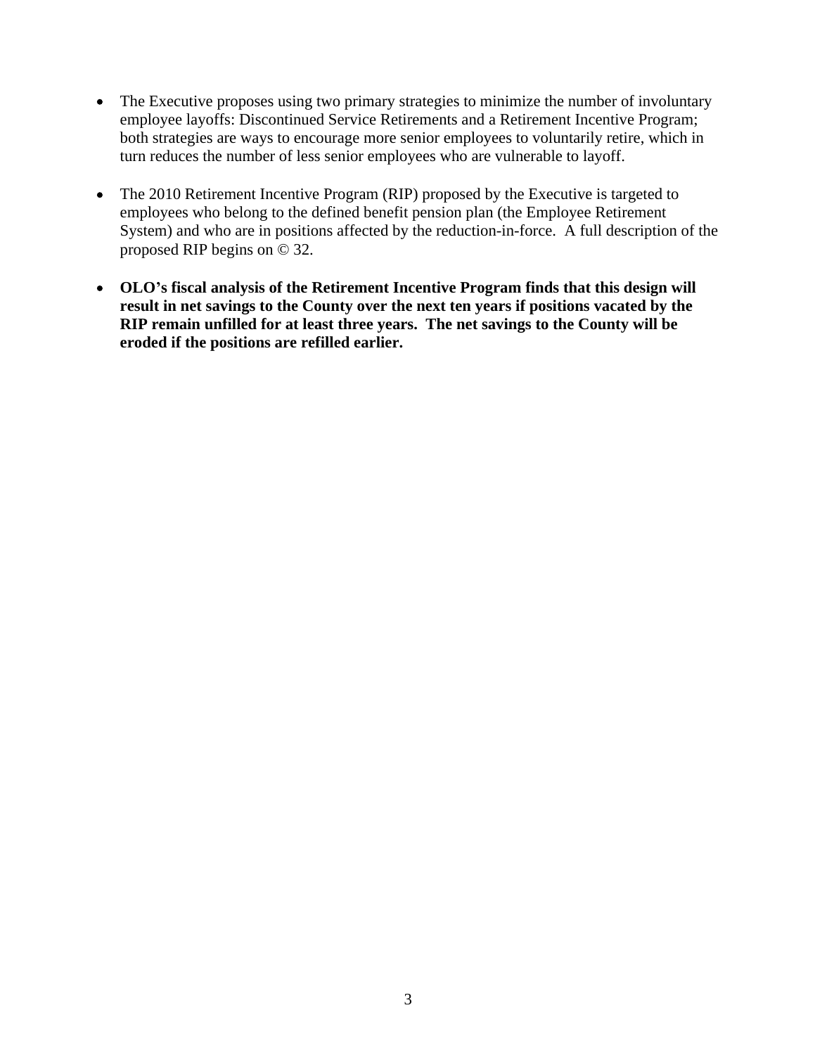- The Executive proposes using two primary strategies to minimize the number of involuntary employee layoffs: Discontinued Service Retirements and a Retirement Incentive Program; both strategies are ways to encourage more senior employees to voluntarily retire, which in turn reduces the number of less senior employees who are vulnerable to layoff.

- The 2010 Retirement Incentive Program (RIP) proposed by the Executive is targeted to employees who belong to the defined benefit pension plan (the Employee Retirement System) and who are in positions affected by the reduction-in-force. A full description of the proposed RIP begins on © 32.

- **OLO's fiscal analysis of the Retirement Incentive Program finds that this design will result in net savings to the County over the next ten years if positions vacated by the RIP remain unfilled for at least three years. The net savings to the County will be eroded if the positions are refilled earlier.**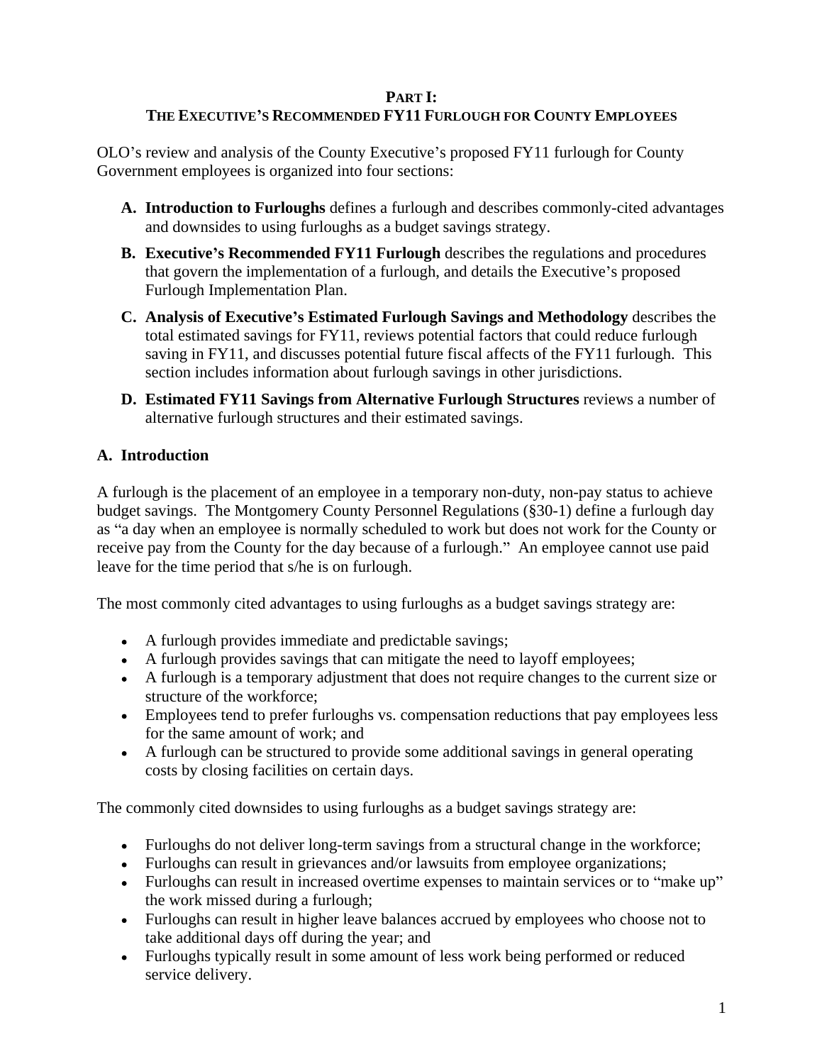## Part I: The Executive's Recommended FY11 Furlough for County Employees

OLO's review and analysis of the County Executive's proposed FY11 furlough for County Government employees is organized into four sections:

**A. Introduction to Furloughs** defines a furlough and describes commonly-cited advantages and downsides to using furloughs as a budget savings strategy.

**B. Executive's Recommended FY11 Furlough** describes the regulations and procedures that govern the implementation of a furlough, and details the Executive's proposed Furlough Implementation Plan.

**C. Analysis of Executive's Estimated Furlough Savings and Methodology** describes the total estimated savings for FY11, reviews potential factors that could reduce furlough saving in FY11, and discusses potential future fiscal affects of the FY11 furlough. This section includes information about furlough savings in other jurisdictions.

**D. Estimated FY11 Savings from Alternative Furlough Structures** reviews a number of alternative furlough structures and their estimated savings.

### A. Introduction

A furlough is the placement of an employee in a temporary non-duty, non-pay status to achieve budget savings. The Montgomery County Personnel Regulations (§30-1) define a furlough day as "a day when an employee is normally scheduled to work but does not work for the County or receive pay from the County for the day because of a furlough." An employee cannot use paid leave for the time period that s/he is on furlough.

The most commonly cited advantages to using furloughs as a budget savings strategy are:

- A furlough provides immediate and predictable savings;
- A furlough provides savings that can mitigate the need to layoff employees;
- A furlough is a temporary adjustment that does not require changes to the current size or structure of the workforce;
- Employees tend to prefer furloughs vs. compensation reductions that pay employees less for the same amount of work; and
- A furlough can be structured to provide some additional savings in general operating costs by closing facilities on certain days.

The commonly cited downsides to using furloughs as a budget savings strategy are:

- Furloughs do not deliver long-term savings from a structural change in the workforce;
- Furloughs can result in grievances and/or lawsuits from employee organizations;
- Furloughs can result in increased overtime expenses to maintain services or to "make up" the work missed during a furlough;
- Furloughs can result in higher leave balances accrued by employees who choose not to take additional days off during the year; and
- Furloughs typically result in some amount of less work being performed or reduced service delivery.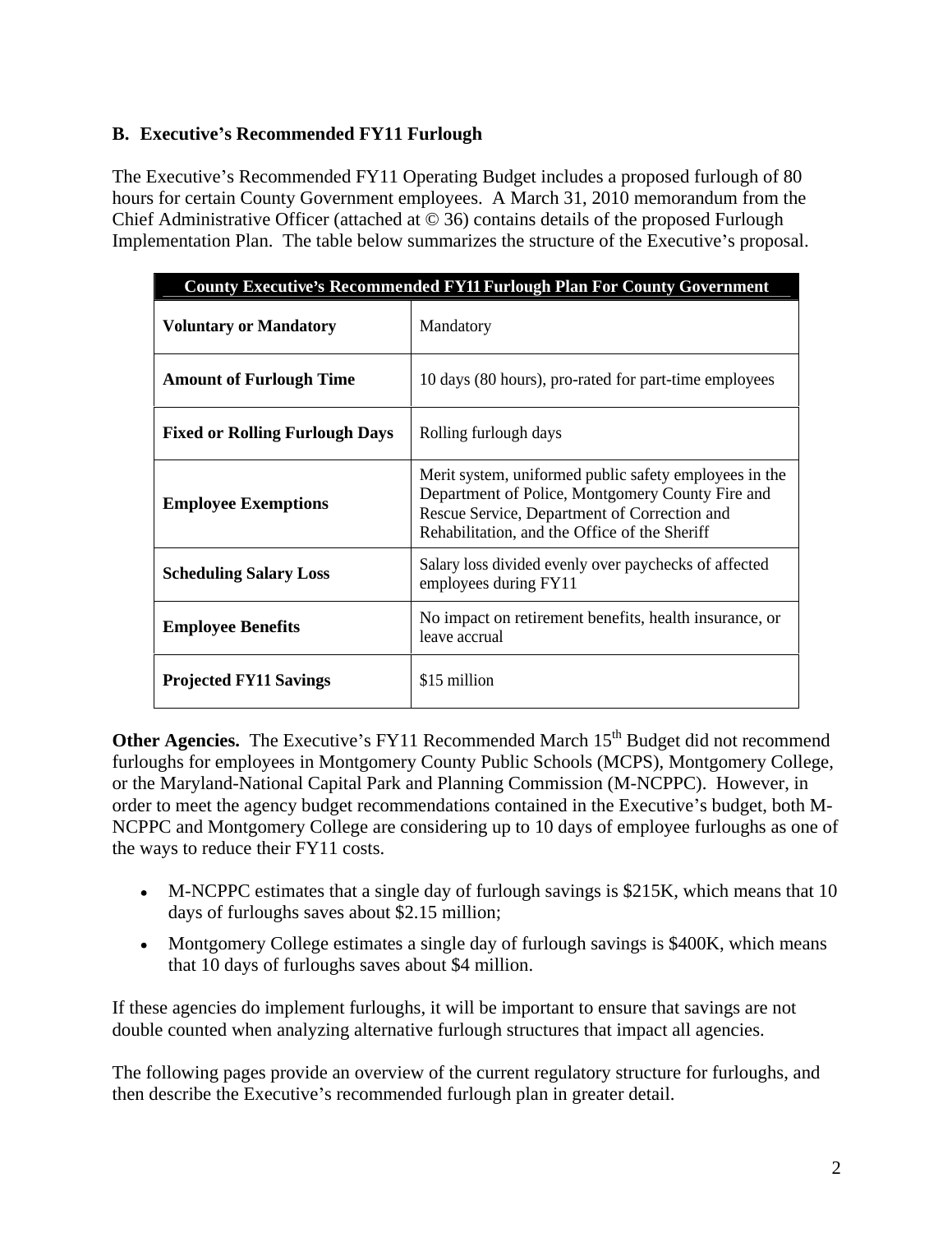### B. Executive's Recommended FY11 Furlough

The Executive's Recommended FY11 Operating Budget includes a proposed furlough of 80 hours for certain County Government employees. A March 31, 2010 memorandum from the Chief Administrative Officer (attached at © 36) contains details of the proposed Furlough Implementation Plan. The table below summarizes the structure of the Executive's proposal.

| County Executive's Recommended FY11 Furlough Plan For County Government | |
|---|---|
| **Voluntary or Mandatory** | Mandatory |
| **Amount of Furlough Time** | 10 days (80 hours), pro-rated for part-time employees |
| **Fixed or Rolling Furlough Days** | Rolling furlough days |
| **Employee Exemptions** | Merit system, uniformed public safety employees in the Department of Police, Montgomery County Fire and Rescue Service, Department of Correction and Rehabilitation, and the Office of the Sheriff |
| **Scheduling Salary Loss** | Salary loss divided evenly over paychecks of affected employees during FY11 |
| **Employee Benefits** | No impact on retirement benefits, health insurance, or leave accrual |
| **Projected FY11 Savings** | $15 million |

**Other Agencies.** The Executive's FY11 Recommended March 15th Budget did not recommend furloughs for employees in Montgomery County Public Schools (MCPS), Montgomery College, or the Maryland-National Capital Park and Planning Commission (M-NCPPC). However, in order to meet the agency budget recommendations contained in the Executive's budget, both M-NCPPC and Montgomery College are considering up to 10 days of employee furloughs as one of the ways to reduce their FY11 costs.

- M-NCPPC estimates that a single day of furlough savings is $215K, which means that 10 days of furloughs saves about $2.15 million;
- Montgomery College estimates a single day of furlough savings is $400K, which means that 10 days of furloughs saves about $4 million.

If these agencies do implement furloughs, it will be important to ensure that savings are not double counted when analyzing alternative furlough structures that impact all agencies.

The following pages provide an overview of the current regulatory structure for furloughs, and then describe the Executive's recommended furlough plan in greater detail.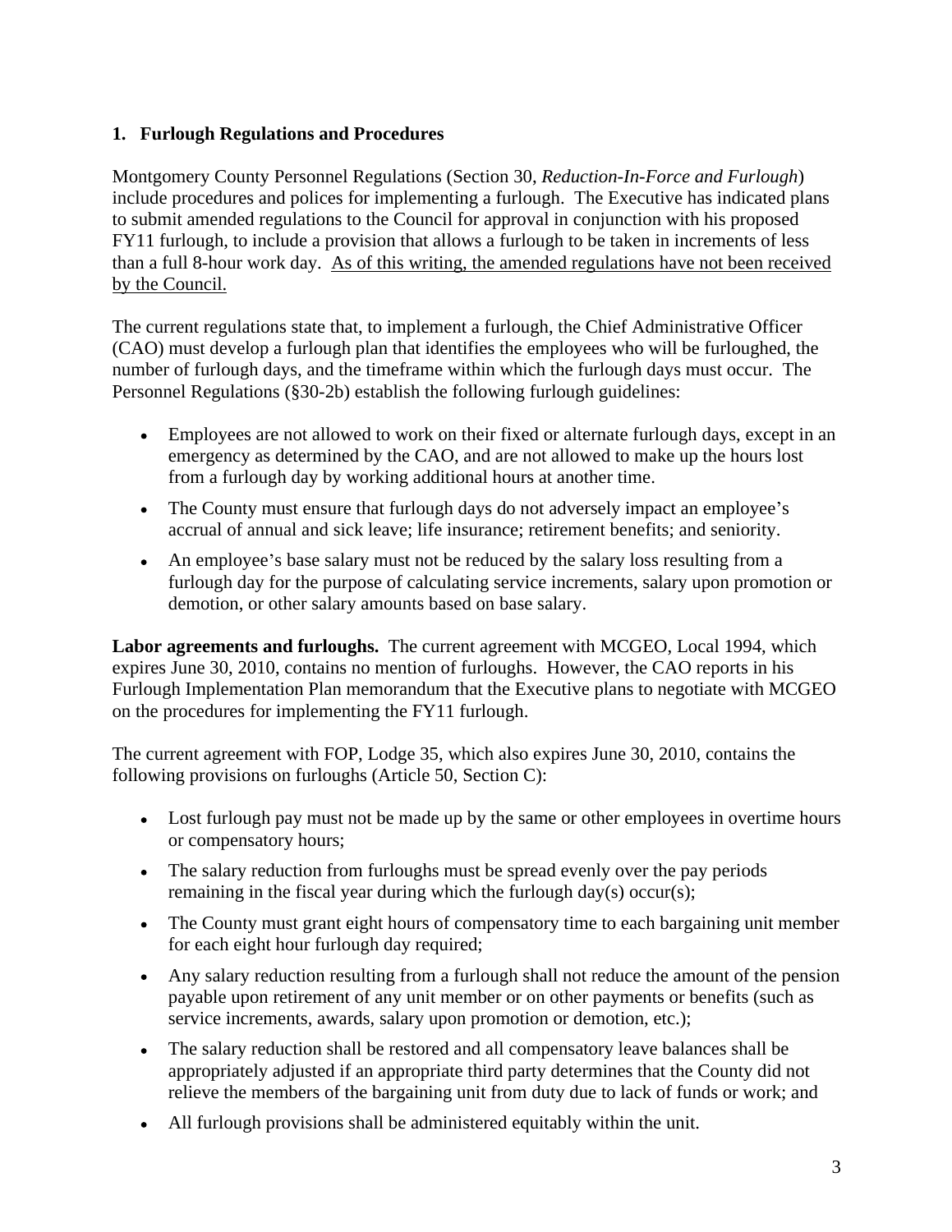### 1. Furlough Regulations and Procedures

Montgomery County Personnel Regulations (Section 30, *Reduction-In-Force and Furlough*) include procedures and polices for implementing a furlough. The Executive has indicated plans to submit amended regulations to the Council for approval in conjunction with his proposed FY11 furlough, to include a provision that allows a furlough to be taken in increments of less than a full 8-hour work day. <u>As of this writing, the amended regulations have not been received by the Council.</u>

The current regulations state that, to implement a furlough, the Chief Administrative Officer (CAO) must develop a furlough plan that identifies the employees who will be furloughed, the number of furlough days, and the timeframe within which the furlough days must occur. The Personnel Regulations (§30-2b) establish the following furlough guidelines:

- Employees are not allowed to work on their fixed or alternate furlough days, except in an emergency as determined by the CAO, and are not allowed to make up the hours lost from a furlough day by working additional hours at another time.
- The County must ensure that furlough days do not adversely impact an employee's accrual of annual and sick leave; life insurance; retirement benefits; and seniority.
- An employee's base salary must not be reduced by the salary loss resulting from a furlough day for the purpose of calculating service increments, salary upon promotion or demotion, or other salary amounts based on base salary.

**Labor agreements and furloughs.** The current agreement with MCGEO, Local 1994, which expires June 30, 2010, contains no mention of furloughs. However, the CAO reports in his Furlough Implementation Plan memorandum that the Executive plans to negotiate with MCGEO on the procedures for implementing the FY11 furlough.

The current agreement with FOP, Lodge 35, which also expires June 30, 2010, contains the following provisions on furloughs (Article 50, Section C):

- Lost furlough pay must not be made up by the same or other employees in overtime hours or compensatory hours;
- The salary reduction from furloughs must be spread evenly over the pay periods remaining in the fiscal year during which the furlough day(s) occur(s);
- The County must grant eight hours of compensatory time to each bargaining unit member for each eight hour furlough day required;
- Any salary reduction resulting from a furlough shall not reduce the amount of the pension payable upon retirement of any unit member or on other payments or benefits (such as service increments, awards, salary upon promotion or demotion, etc.);
- The salary reduction shall be restored and all compensatory leave balances shall be appropriately adjusted if an appropriate third party determines that the County did not relieve the members of the bargaining unit from duty due to lack of funds or work; and
- All furlough provisions shall be administered equitably within the unit.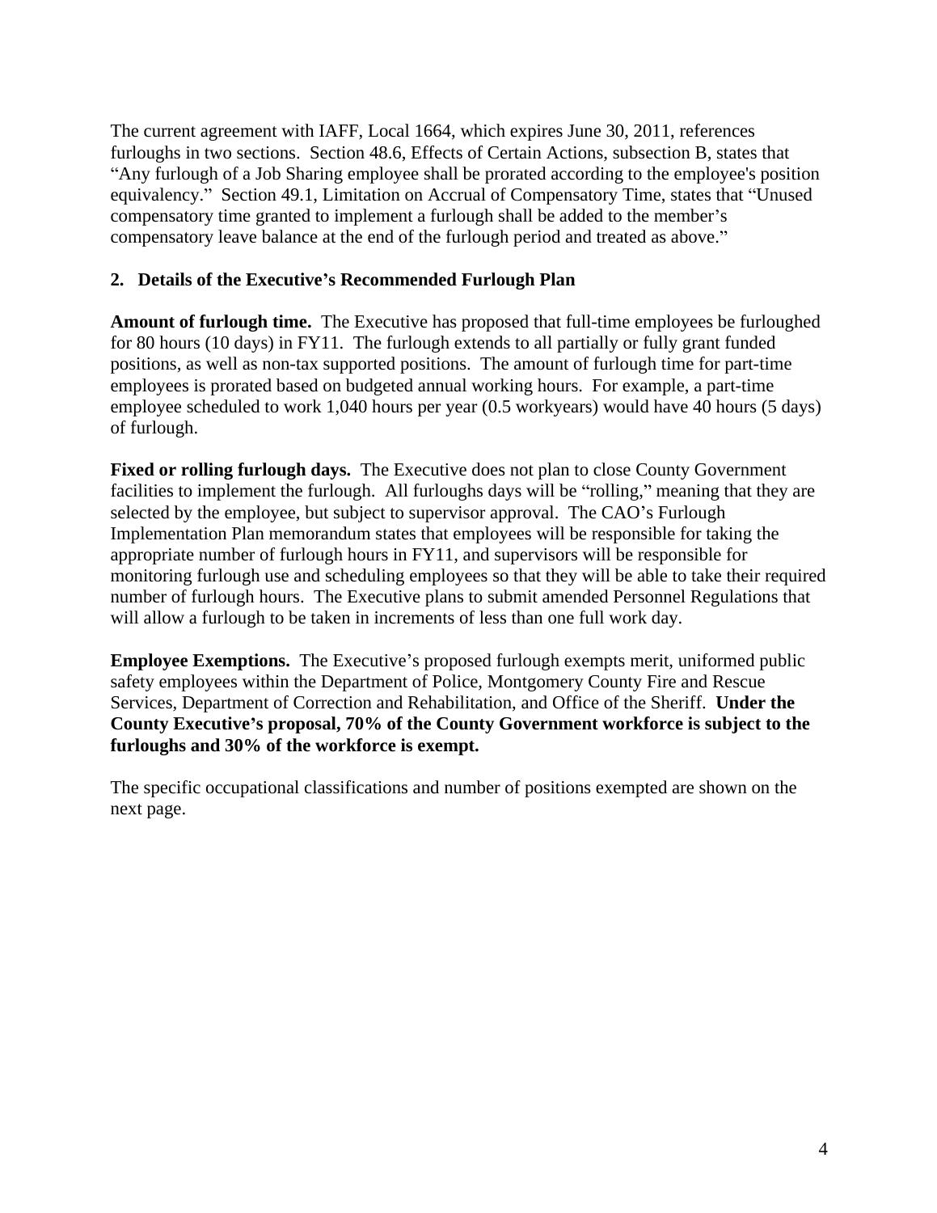The current agreement with IAFF, Local 1664, which expires June 30, 2011, references furloughs in two sections. Section 48.6, Effects of Certain Actions, subsection B, states that "Any furlough of a Job Sharing employee shall be prorated according to the employee's position equivalency." Section 49.1, Limitation on Accrual of Compensatory Time, states that "Unused compensatory time granted to implement a furlough shall be added to the member's compensatory leave balance at the end of the furlough period and treated as above."

## 2. Details of the Executive's Recommended Furlough Plan

**Amount of furlough time.** The Executive has proposed that full-time employees be furloughed for 80 hours (10 days) in FY11. The furlough extends to all partially or fully grant funded positions, as well as non-tax supported positions. The amount of furlough time for part-time employees is prorated based on budgeted annual working hours. For example, a part-time employee scheduled to work 1,040 hours per year (0.5 workyears) would have 40 hours (5 days) of furlough.

**Fixed or rolling furlough days.** The Executive does not plan to close County Government facilities to implement the furlough. All furloughs days will be "rolling," meaning that they are selected by the employee, but subject to supervisor approval. The CAO's Furlough Implementation Plan memorandum states that employees will be responsible for taking the appropriate number of furlough hours in FY11, and supervisors will be responsible for monitoring furlough use and scheduling employees so that they will be able to take their required number of furlough hours. The Executive plans to submit amended Personnel Regulations that will allow a furlough to be taken in increments of less than one full work day.

**Employee Exemptions.** The Executive's proposed furlough exempts merit, uniformed public safety employees within the Department of Police, Montgomery County Fire and Rescue Services, Department of Correction and Rehabilitation, and Office of the Sheriff. **Under the County Executive's proposal, 70% of the County Government workforce is subject to the furloughs and 30% of the workforce is exempt.**

The specific occupational classifications and number of positions exempted are shown on the next page.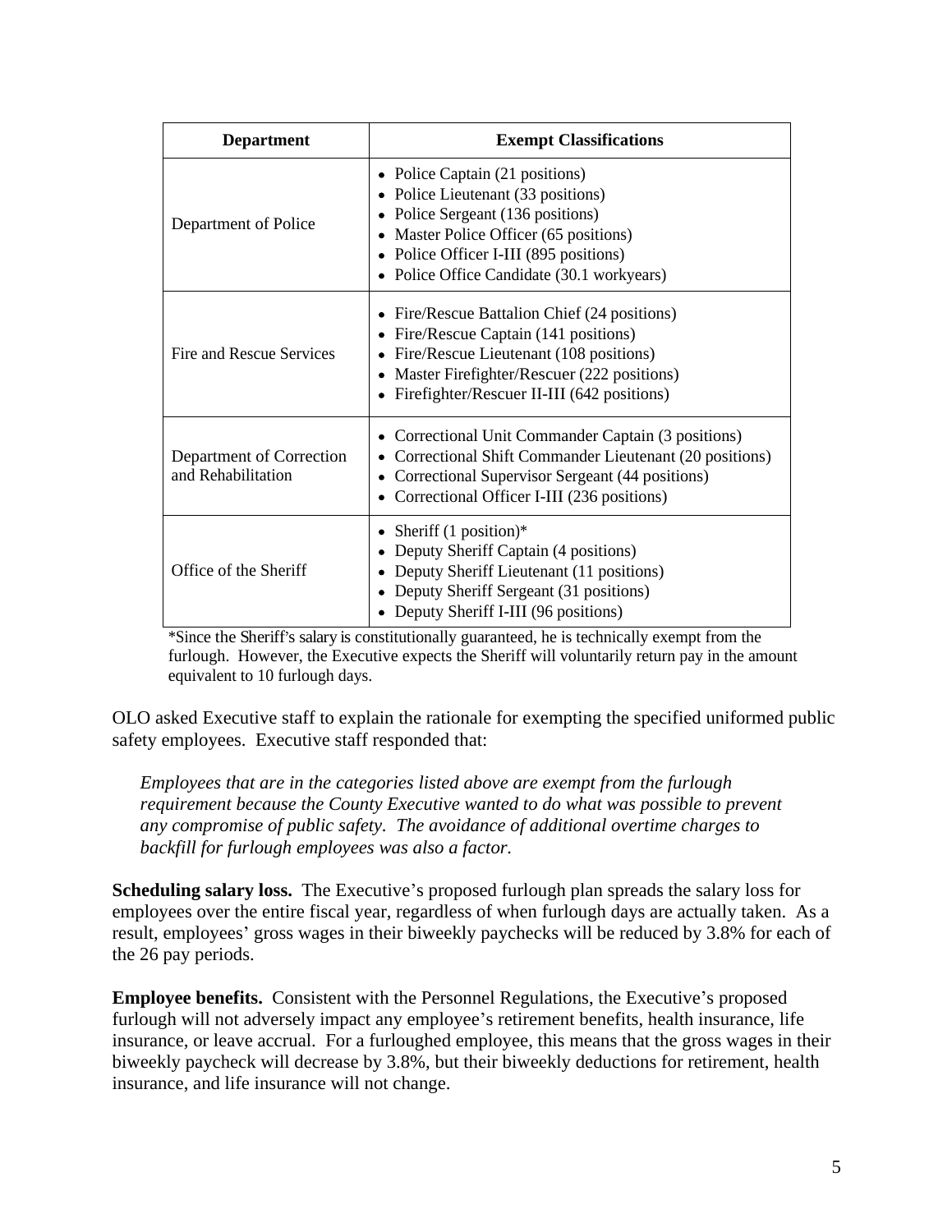| Department | Exempt Classifications |
|---|---|
| Department of Police | • Police Captain (21 positions)<br>• Police Lieutenant (33 positions)<br>• Police Sergeant (136 positions)<br>• Master Police Officer (65 positions)<br>• Police Officer I-III (895 positions)<br>• Police Office Candidate (30.1 workyears) |
| Fire and Rescue Services | • Fire/Rescue Battalion Chief (24 positions)<br>• Fire/Rescue Captain (141 positions)<br>• Fire/Rescue Lieutenant (108 positions)<br>• Master Firefighter/Rescuer (222 positions)<br>• Firefighter/Rescuer II-III (642 positions) |
| Department of Correction and Rehabilitation | • Correctional Unit Commander Captain (3 positions)<br>• Correctional Shift Commander Lieutenant (20 positions)<br>• Correctional Supervisor Sergeant (44 positions)<br>• Correctional Officer I-III (236 positions) |
| Office of the Sheriff | • Sheriff (1 position)*<br>• Deputy Sheriff Captain (4 positions)<br>• Deputy Sheriff Lieutenant (11 positions)<br>• Deputy Sheriff Sergeant (31 positions)<br>• Deputy Sheriff I-III (96 positions) |

*Since the Sheriff's salary is constitutionally guaranteed, he is technically exempt from the furlough. However, the Executive expects the Sheriff will voluntarily return pay in the amount equivalent to 10 furlough days.

OLO asked Executive staff to explain the rationale for exempting the specified uniformed public safety employees. Executive staff responded that:

> *Employees that are in the categories listed above are exempt from the furlough requirement because the County Executive wanted to do what was possible to prevent any compromise of public safety. The avoidance of additional overtime charges to backfill for furlough employees was also a factor.*

**Scheduling salary loss.** The Executive's proposed furlough plan spreads the salary loss for employees over the entire fiscal year, regardless of when furlough days are actually taken. As a result, employees' gross wages in their biweekly paychecks will be reduced by 3.8% for each of the 26 pay periods.

**Employee benefits.** Consistent with the Personnel Regulations, the Executive's proposed furlough will not adversely impact any employee's retirement benefits, health insurance, life insurance, or leave accrual. For a furloughed employee, this means that the gross wages in their biweekly paycheck will decrease by 3.8%, but their biweekly deductions for retirement, health insurance, and life insurance will not change.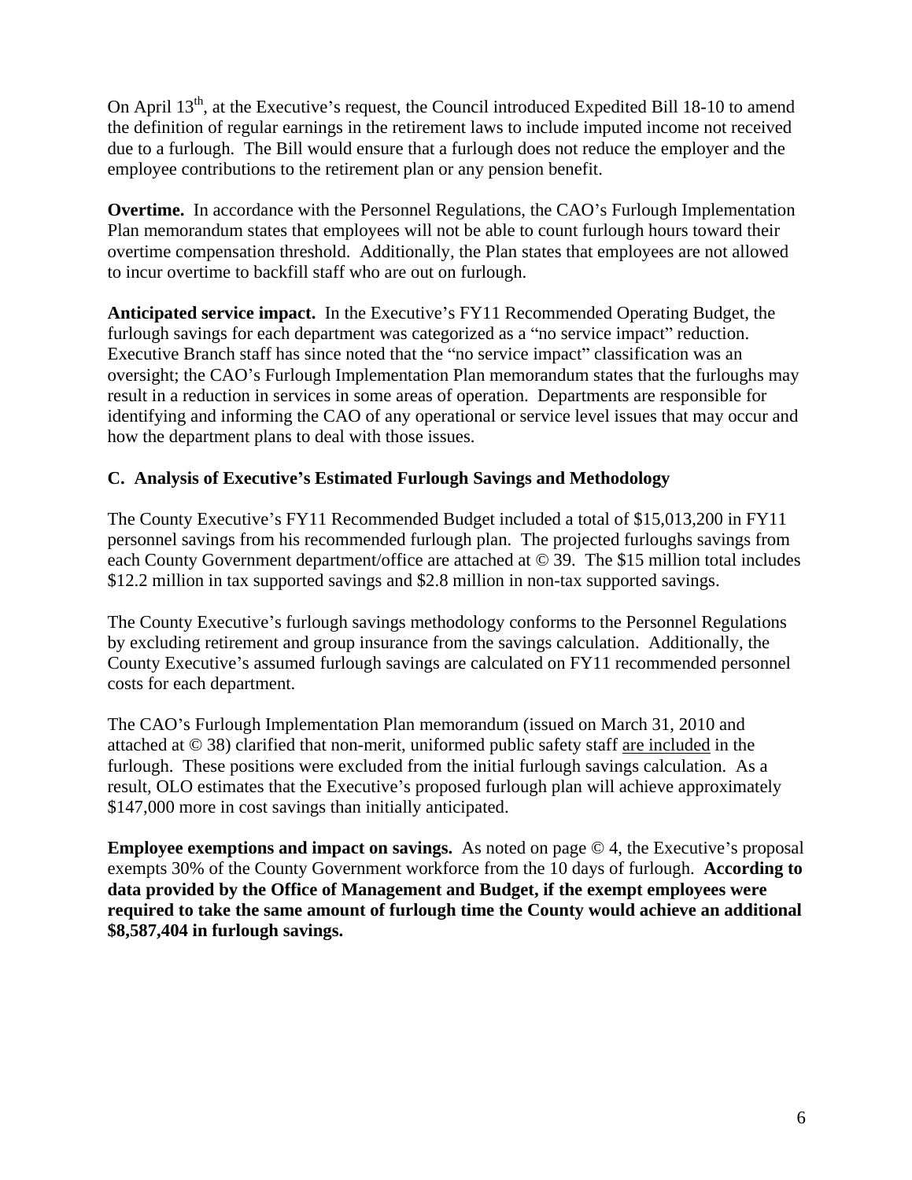On April 13th, at the Executive's request, the Council introduced Expedited Bill 18-10 to amend the definition of regular earnings in the retirement laws to include imputed income not received due to a furlough. The Bill would ensure that a furlough does not reduce the employer and the employee contributions to the retirement plan or any pension benefit.

**Overtime.** In accordance with the Personnel Regulations, the CAO's Furlough Implementation Plan memorandum states that employees will not be able to count furlough hours toward their overtime compensation threshold. Additionally, the Plan states that employees are not allowed to incur overtime to backfill staff who are out on furlough.

**Anticipated service impact.** In the Executive's FY11 Recommended Operating Budget, the furlough savings for each department was categorized as a "no service impact" reduction. Executive Branch staff has since noted that the "no service impact" classification was an oversight; the CAO's Furlough Implementation Plan memorandum states that the furloughs may result in a reduction in services in some areas of operation. Departments are responsible for identifying and informing the CAO of any operational or service level issues that may occur and how the department plans to deal with those issues.

### C. Analysis of Executive's Estimated Furlough Savings and Methodology

The County Executive's FY11 Recommended Budget included a total of $15,013,200 in FY11 personnel savings from his recommended furlough plan. The projected furloughs savings from each County Government department/office are attached at © 39. The $15 million total includes $12.2 million in tax supported savings and $2.8 million in non-tax supported savings.

The County Executive's furlough savings methodology conforms to the Personnel Regulations by excluding retirement and group insurance from the savings calculation. Additionally, the County Executive's assumed furlough savings are calculated on FY11 recommended personnel costs for each department.

The CAO's Furlough Implementation Plan memorandum (issued on March 31, 2010 and attached at © 38) clarified that non-merit, uniformed public safety staff <u>are included</u> in the furlough. These positions were excluded from the initial furlough savings calculation. As a result, OLO estimates that the Executive's proposed furlough plan will achieve approximately $147,000 more in cost savings than initially anticipated.

**Employee exemptions and impact on savings.** As noted on page © 4, the Executive's proposal exempts 30% of the County Government workforce from the 10 days of furlough. **According to data provided by the Office of Management and Budget, if the exempt employees were required to take the same amount of furlough time the County would achieve an additional $8,587,404 in furlough savings.**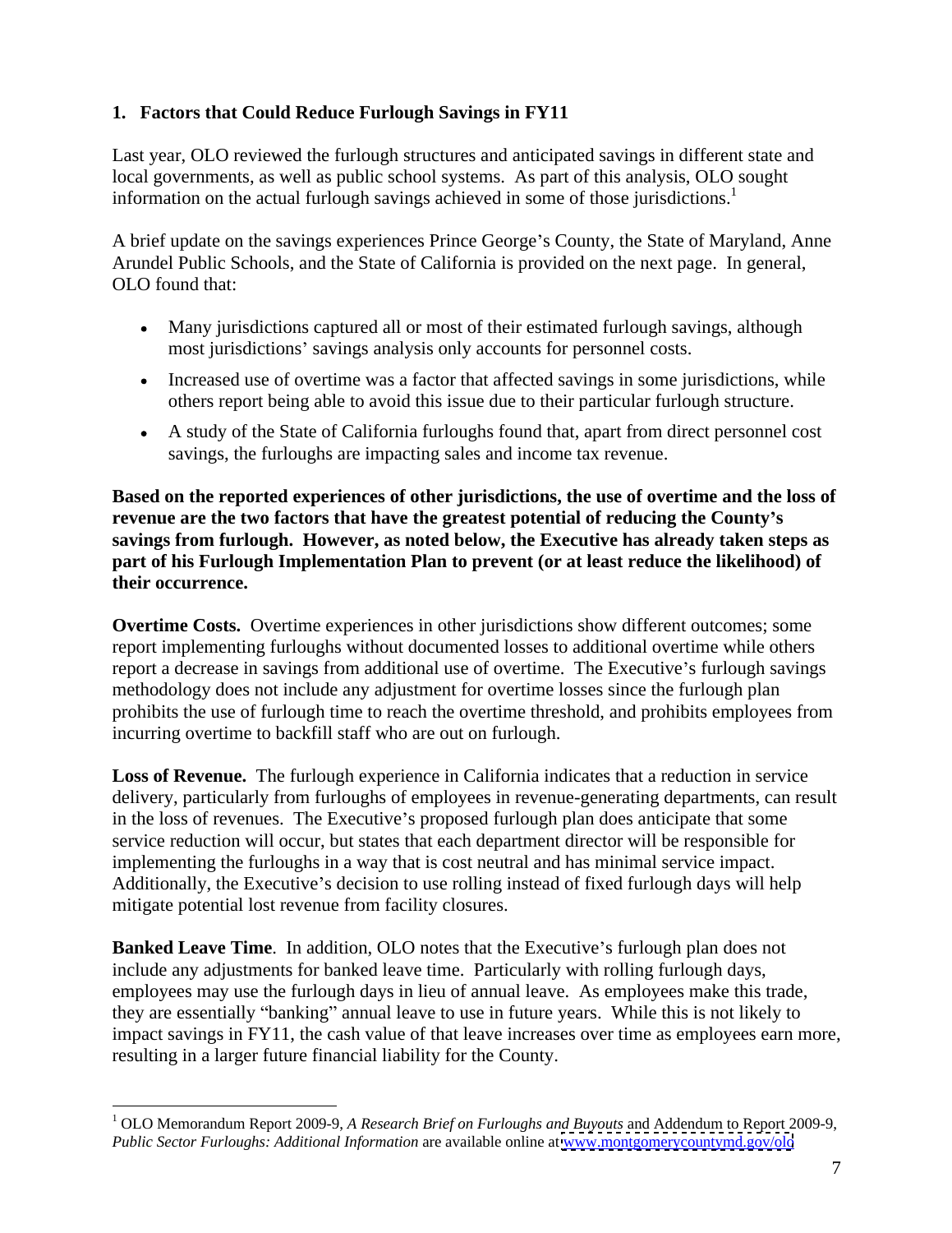### 1. Factors that Could Reduce Furlough Savings in FY11

Last year, OLO reviewed the furlough structures and anticipated savings in different state and local governments, as well as public school systems. As part of this analysis, OLO sought information on the actual furlough savings achieved in some of those jurisdictions.[1]

A brief update on the savings experiences Prince George's County, the State of Maryland, Anne Arundel Public Schools, and the State of California is provided on the next page. In general, OLO found that:

- Many jurisdictions captured all or most of their estimated furlough savings, although most jurisdictions' savings analysis only accounts for personnel costs.
- Increased use of overtime was a factor that affected savings in some jurisdictions, while others report being able to avoid this issue due to their particular furlough structure.
- A study of the State of California furloughs found that, apart from direct personnel cost savings, the furloughs are impacting sales and income tax revenue.

**Based on the reported experiences of other jurisdictions, the use of overtime and the loss of revenue are the two factors that have the greatest potential of reducing the County's savings from furlough. However, as noted below, the Executive has already taken steps as part of his Furlough Implementation Plan to prevent (or at least reduce the likelihood) of their occurrence.**

**Overtime Costs.** Overtime experiences in other jurisdictions show different outcomes; some report implementing furloughs without documented losses to additional overtime while others report a decrease in savings from additional use of overtime. The Executive's furlough savings methodology does not include any adjustment for overtime losses since the furlough plan prohibits the use of furlough time to reach the overtime threshold, and prohibits employees from incurring overtime to backfill staff who are out on furlough.

**Loss of Revenue.** The furlough experience in California indicates that a reduction in service delivery, particularly from furloughs of employees in revenue-generating departments, can result in the loss of revenues. The Executive's proposed furlough plan does anticipate that some service reduction will occur, but states that each department director will be responsible for implementing the furloughs in a way that is cost neutral and has minimal service impact. Additionally, the Executive's decision to use rolling instead of fixed furlough days will help mitigate potential lost revenue from facility closures.

**Banked Leave Time**. In addition, OLO notes that the Executive's furlough plan does not include any adjustments for banked leave time. Particularly with rolling furlough days, employees may use the furlough days in lieu of annual leave. As employees make this trade, they are essentially "banking" annual leave to use in future years. While this is not likely to impact savings in FY11, the cash value of that leave increases over time as employees earn more, resulting in a larger future financial liability for the County.

---

[1] OLO Memorandum Report 2009-9, *A Research Brief on Furloughs and Buyouts* and Addendum to Report 2009-9, *Public Sector Furloughs: Additional Information* are available online at www.montgomerycountymd.gov/olo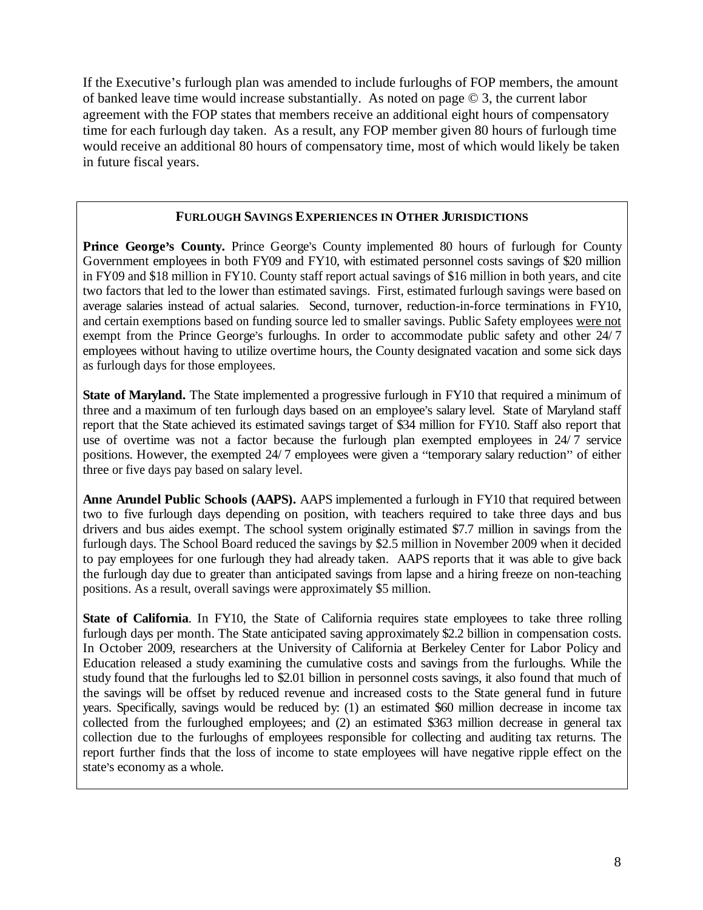If the Executive's furlough plan was amended to include furloughs of FOP members, the amount of banked leave time would increase substantially. As noted on page © 3, the current labor agreement with the FOP states that members receive an additional eight hours of compensatory time for each furlough day taken. As a result, any FOP member given 80 hours of furlough time would receive an additional 80 hours of compensatory time, most of which would likely be taken in future fiscal years.

### FURLOUGH SAVINGS EXPERIENCES IN OTHER JURISDICTIONS

**Prince George's County.** Prince George's County implemented 80 hours of furlough for County Government employees in both FY09 and FY10, with estimated personnel costs savings of $20 million in FY09 and $18 million in FY10. County staff report actual savings of $16 million in both years, and cite two factors that led to the lower than estimated savings. First, estimated furlough savings were based on average salaries instead of actual salaries. Second, turnover, reduction-in-force terminations in FY10, and certain exemptions based on funding source led to smaller savings. Public Safety employees were not exempt from the Prince George's furloughs. In order to accommodate public safety and other 24/7 employees without having to utilize overtime hours, the County designated vacation and some sick days as furlough days for those employees.

**State of Maryland.** The State implemented a progressive furlough in FY10 that required a minimum of three and a maximum of ten furlough days based on an employee's salary level. State of Maryland staff report that the State achieved its estimated savings target of $34 million for FY10. Staff also report that use of overtime was not a factor because the furlough plan exempted employees in 24/7 service positions. However, the exempted 24/7 employees were given a "temporary salary reduction" of either three or five days pay based on salary level.

**Anne Arundel Public Schools (AAPS).** AAPS implemented a furlough in FY10 that required between two to five furlough days depending on position, with teachers required to take three days and bus drivers and bus aides exempt. The school system originally estimated $7.7 million in savings from the furlough days. The School Board reduced the savings by $2.5 million in November 2009 when it decided to pay employees for one furlough they had already taken. AAPS reports that it was able to give back the furlough day due to greater than anticipated savings from lapse and a hiring freeze on non-teaching positions. As a result, overall savings were approximately $5 million.

**State of California**. In FY10, the State of California requires state employees to take three rolling furlough days per month. The State anticipated saving approximately $2.2 billion in compensation costs. In October 2009, researchers at the University of California at Berkeley Center for Labor Policy and Education released a study examining the cumulative costs and savings from the furloughs. While the study found that the furloughs led to $2.01 billion in personnel costs savings, it also found that much of the savings will be offset by reduced revenue and increased costs to the State general fund in future years. Specifically, savings would be reduced by: (1) an estimated $60 million decrease in income tax collected from the furloughed employees; and (2) an estimated $363 million decrease in general tax collection due to the furloughs of employees responsible for collecting and auditing tax returns. The report further finds that the loss of income to state employees will have negative ripple effect on the state's economy as a whole.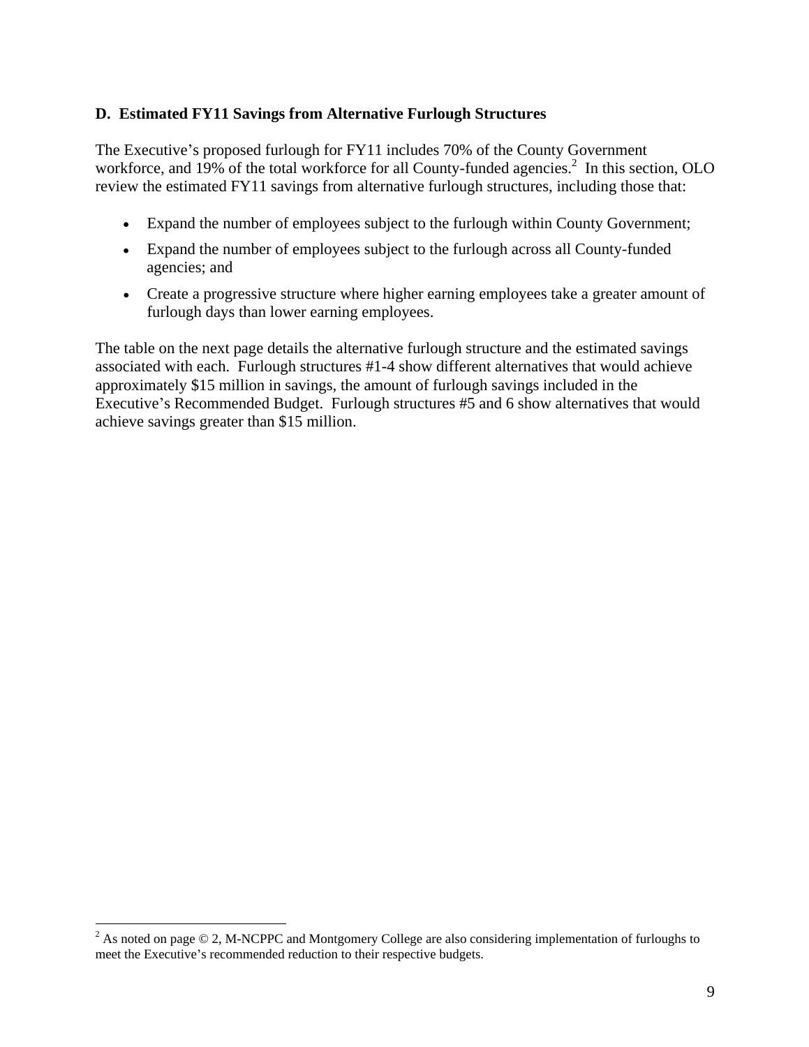### D. Estimated FY11 Savings from Alternative Furlough Structures

The Executive's proposed furlough for FY11 includes 70% of the County Government workforce, and 19% of the total workforce for all County-funded agencies.[2] In this section, OLO review the estimated FY11 savings from alternative furlough structures, including those that:

- Expand the number of employees subject to the furlough within County Government;
- Expand the number of employees subject to the furlough across all County-funded agencies; and
- Create a progressive structure where higher earning employees take a greater amount of furlough days than lower earning employees.

The table on the next page details the alternative furlough structure and the estimated savings associated with each. Furlough structures #1-4 show different alternatives that would achieve approximately $15 million in savings, the amount of furlough savings included in the Executive's Recommended Budget. Furlough structures #5 and 6 show alternatives that would achieve savings greater than $15 million.

[2] As noted on page © 2, M-NCPPC and Montgomery College are also considering implementation of furloughs to meet the Executive's recommended reduction to their respective budgets.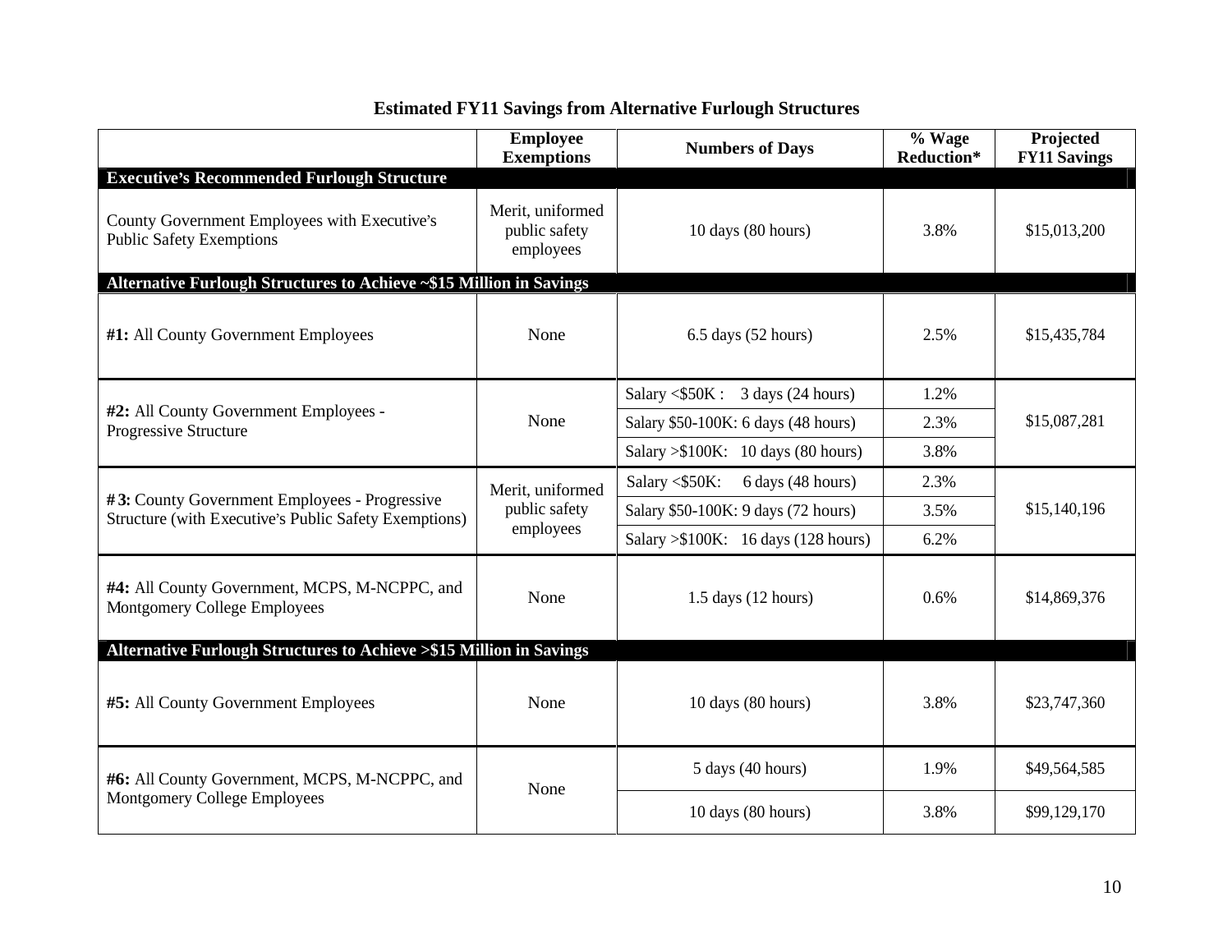## Estimated FY11 Savings from Alternative Furlough Structures

| | Employee Exemptions | Numbers of Days | % Wage Reduction* | Projected FY11 Savings |
|---|---|---|---|---|
| **Executive's Recommended Furlough Structure** | | | | |
| County Government Employees with Executive's Public Safety Exemptions | Merit, uniformed public safety employees | 10 days (80 hours) | 3.8% | $15,013,200 |
| **Alternative Furlough Structures to Achieve ~$15 Million in Savings** | | | | |
| **#1:** All County Government Employees | None | 6.5 days (52 hours) | 2.5% | $15,435,784 |
| **#2:** All County Government Employees - Progressive Structure | None | Salary <$50K : 3 days (24 hours) | 1.2% | $15,087,281 |
| | | Salary $50-100K: 6 days (48 hours) | 2.3% | |
| | | Salary >$100K: 10 days (80 hours) | 3.8% | |
| **#3:** County Government Employees - Progressive Structure (with Executive's Public Safety Exemptions) | Merit, uniformed public safety employees | Salary <$50K: 6 days (48 hours) | 2.3% | $15,140,196 |
| | | Salary $50-100K: 9 days (72 hours) | 3.5% | |
| | | Salary >$100K: 16 days (128 hours) | 6.2% | |
| **#4:** All County Government, MCPS, M-NCPPC, and Montgomery College Employees | None | 1.5 days (12 hours) | 0.6% | $14,869,376 |
| **Alternative Furlough Structures to Achieve >$15 Million in Savings** | | | | |
| **#5:** All County Government Employees | None | 10 days (80 hours) | 3.8% | $23,747,360 |
| **#6:** All County Government, MCPS, M-NCPPC, and Montgomery College Employees | None | 5 days (40 hours) | 1.9% | $49,564,585 |
| | | 10 days (80 hours) | 3.8% | $99,129,170 |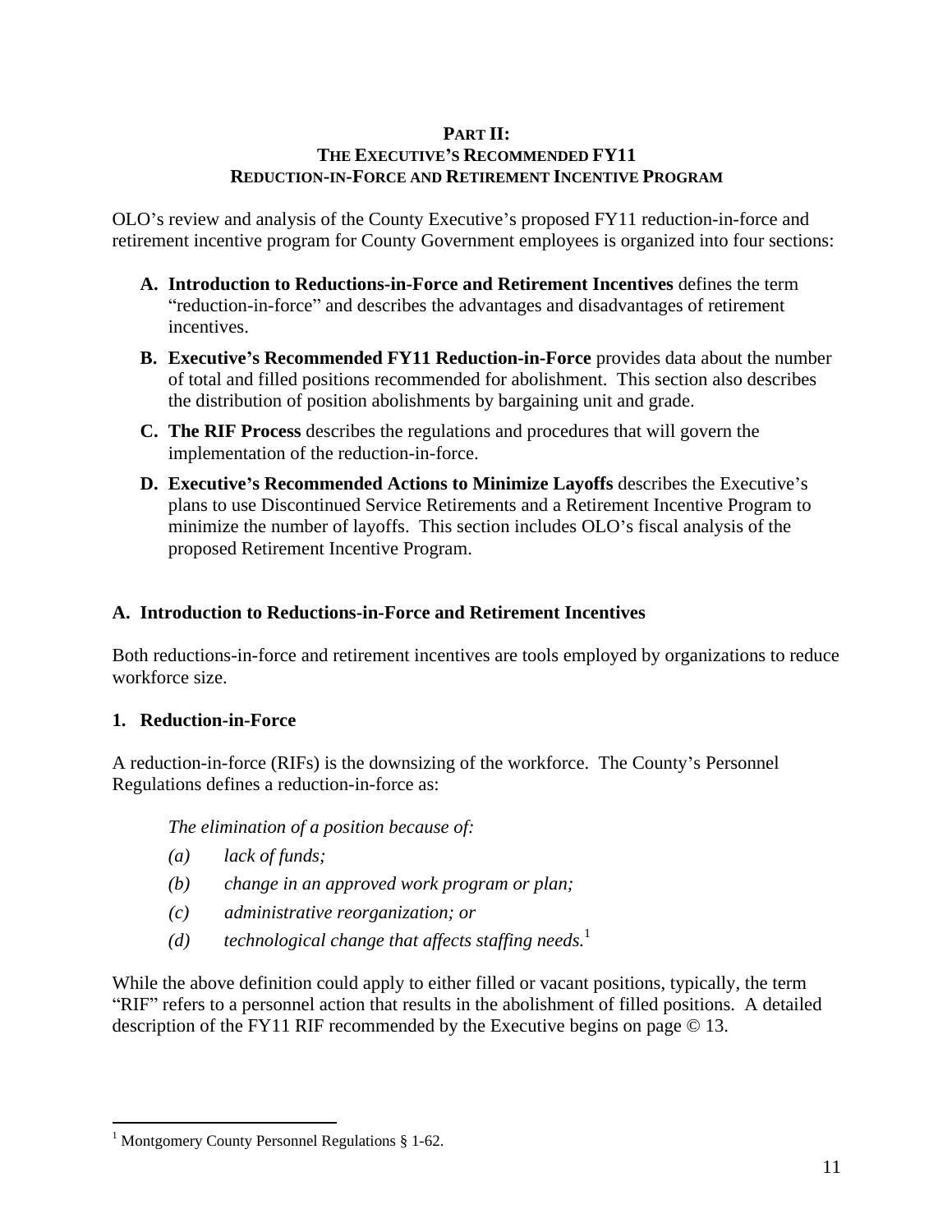## PART II:
## THE EXECUTIVE'S RECOMMENDED FY11
## REDUCTION-IN-FORCE AND RETIREMENT INCENTIVE PROGRAM

OLO's review and analysis of the County Executive's proposed FY11 reduction-in-force and retirement incentive program for County Government employees is organized into four sections:

- **A. Introduction to Reductions-in-Force and Retirement Incentives** defines the term "reduction-in-force" and describes the advantages and disadvantages of retirement incentives.
- **B. Executive's Recommended FY11 Reduction-in-Force** provides data about the number of total and filled positions recommended for abolishment. This section also describes the distribution of position abolishments by bargaining unit and grade.
- **C. The RIF Process** describes the regulations and procedures that will govern the implementation of the reduction-in-force.
- **D. Executive's Recommended Actions to Minimize Layoffs** describes the Executive's plans to use Discontinued Service Retirements and a Retirement Incentive Program to minimize the number of layoffs. This section includes OLO's fiscal analysis of the proposed Retirement Incentive Program.

### A. Introduction to Reductions-in-Force and Retirement Incentives

Both reductions-in-force and retirement incentives are tools employed by organizations to reduce workforce size.

#### 1. Reduction-in-Force

A reduction-in-force (RIFs) is the downsizing of the workforce. The County's Personnel Regulations defines a reduction-in-force as:

> *The elimination of a position because of:*
>
> *(a) lack of funds;*
>
> *(b) change in an approved work program or plan;*
>
> *(c) administrative reorganization; or*
>
> *(d) technological change that affects staffing needs.*[1]

While the above definition could apply to either filled or vacant positions, typically, the term "RIF" refers to a personnel action that results in the abolishment of filled positions. A detailed description of the FY11 RIF recommended by the Executive begins on page © 13.

---

[1] Montgomery County Personnel Regulations § 1-62.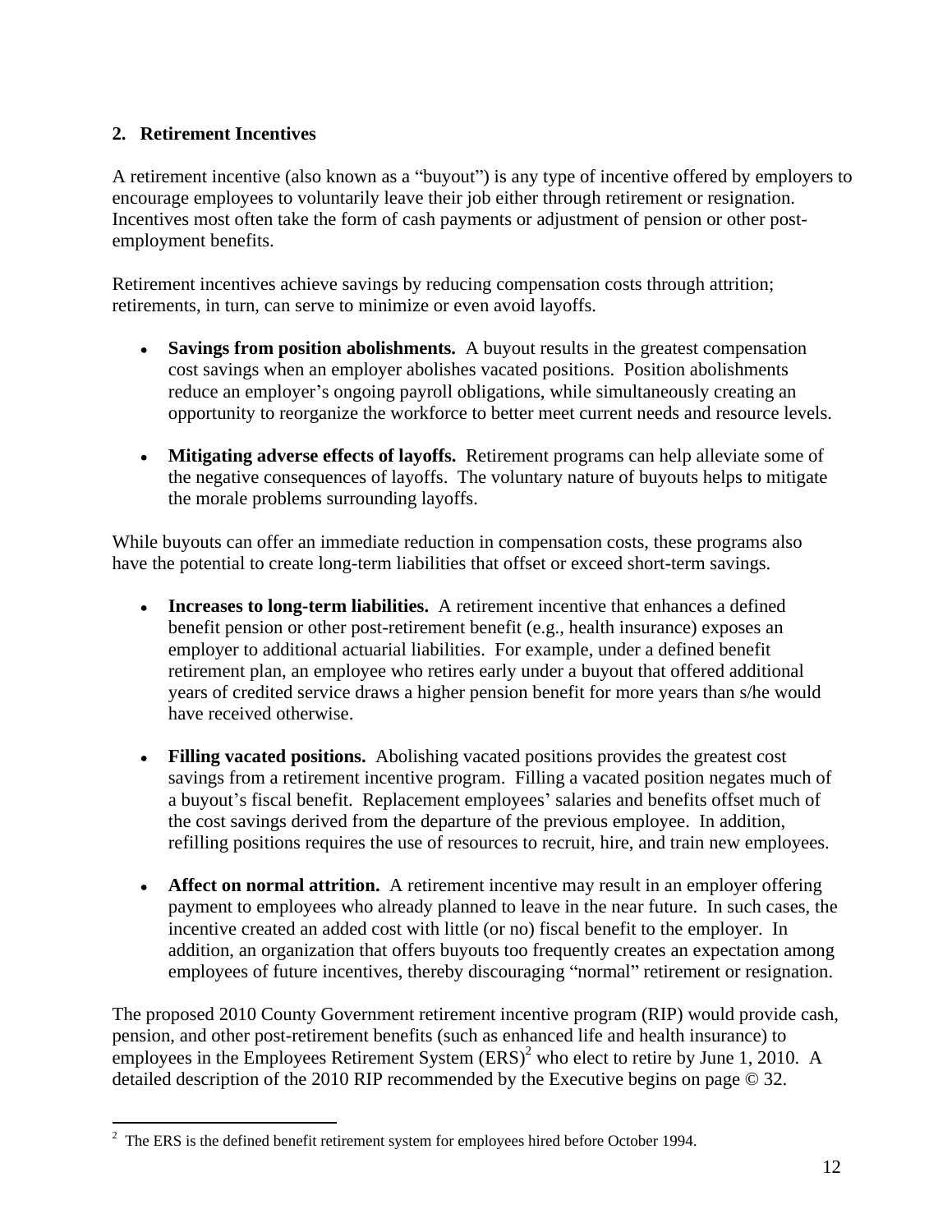## 2. Retirement Incentives

A retirement incentive (also known as a "buyout") is any type of incentive offered by employers to encourage employees to voluntarily leave their job either through retirement or resignation. Incentives most often take the form of cash payments or adjustment of pension or other post-employment benefits.

Retirement incentives achieve savings by reducing compensation costs through attrition; retirements, in turn, can serve to minimize or even avoid layoffs.

- **Savings from position abolishments.** A buyout results in the greatest compensation cost savings when an employer abolishes vacated positions. Position abolishments reduce an employer's ongoing payroll obligations, while simultaneously creating an opportunity to reorganize the workforce to better meet current needs and resource levels.

- **Mitigating adverse effects of layoffs.** Retirement programs can help alleviate some of the negative consequences of layoffs. The voluntary nature of buyouts helps to mitigate the morale problems surrounding layoffs.

While buyouts can offer an immediate reduction in compensation costs, these programs also have the potential to create long-term liabilities that offset or exceed short-term savings.

- **Increases to long-term liabilities.** A retirement incentive that enhances a defined benefit pension or other post-retirement benefit (e.g., health insurance) exposes an employer to additional actuarial liabilities. For example, under a defined benefit retirement plan, an employee who retires early under a buyout that offered additional years of credited service draws a higher pension benefit for more years than s/he would have received otherwise.

- **Filling vacated positions.** Abolishing vacated positions provides the greatest cost savings from a retirement incentive program. Filling a vacated position negates much of a buyout's fiscal benefit. Replacement employees' salaries and benefits offset much of the cost savings derived from the departure of the previous employee. In addition, refilling positions requires the use of resources to recruit, hire, and train new employees.

- **Affect on normal attrition.** A retirement incentive may result in an employer offering payment to employees who already planned to leave in the near future. In such cases, the incentive created an added cost with little (or no) fiscal benefit to the employer. In addition, an organization that offers buyouts too frequently creates an expectation among employees of future incentives, thereby discouraging "normal" retirement or resignation.

The proposed 2010 County Government retirement incentive program (RIP) would provide cash, pension, and other post-retirement benefits (such as enhanced life and health insurance) to employees in the Employees Retirement System (ERS)[2] who elect to retire by June 1, 2010. A detailed description of the 2010 RIP recommended by the Executive begins on page © 32.

[2] The ERS is the defined benefit retirement system for employees hired before October 1994.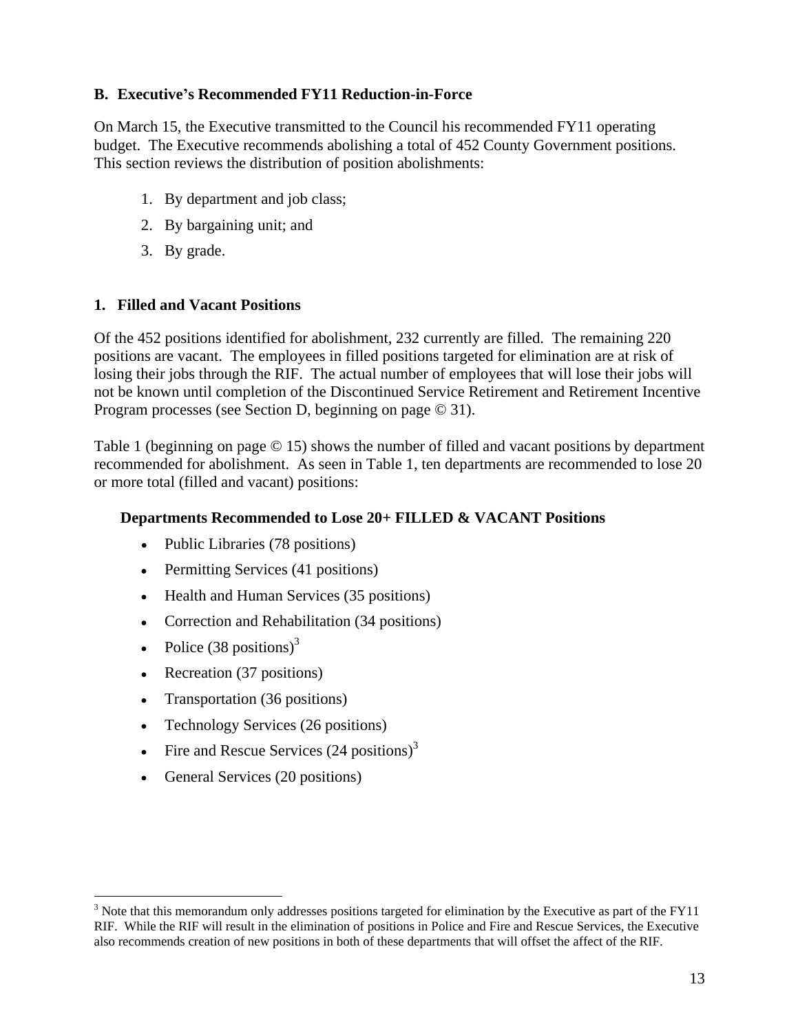### B. Executive's Recommended FY11 Reduction-in-Force

On March 15, the Executive transmitted to the Council his recommended FY11 operating budget. The Executive recommends abolishing a total of 452 County Government positions. This section reviews the distribution of position abolishments:

1. By department and job class;
2. By bargaining unit; and
3. By grade.

### 1. Filled and Vacant Positions

Of the 452 positions identified for abolishment, 232 currently are filled. The remaining 220 positions are vacant. The employees in filled positions targeted for elimination are at risk of losing their jobs through the RIF. The actual number of employees that will lose their jobs will not be known until completion of the Discontinued Service Retirement and Retirement Incentive Program processes (see Section D, beginning on page © 31).

Table 1 (beginning on page © 15) shows the number of filled and vacant positions by department recommended for abolishment. As seen in Table 1, ten departments are recommended to lose 20 or more total (filled and vacant) positions:

**Departments Recommended to Lose 20+ FILLED & VACANT Positions**

- Public Libraries (78 positions)
- Permitting Services (41 positions)
- Health and Human Services (35 positions)
- Correction and Rehabilitation (34 positions)
- Police (38 positions)[3]
- Recreation (37 positions)
- Transportation (36 positions)
- Technology Services (26 positions)
- Fire and Rescue Services (24 positions)[3]
- General Services (20 positions)

[3] Note that this memorandum only addresses positions targeted for elimination by the Executive as part of the FY11 RIF. While the RIF will result in the elimination of positions in Police and Fire and Rescue Services, the Executive also recommends creation of new positions in both of these departments that will offset the affect of the RIF.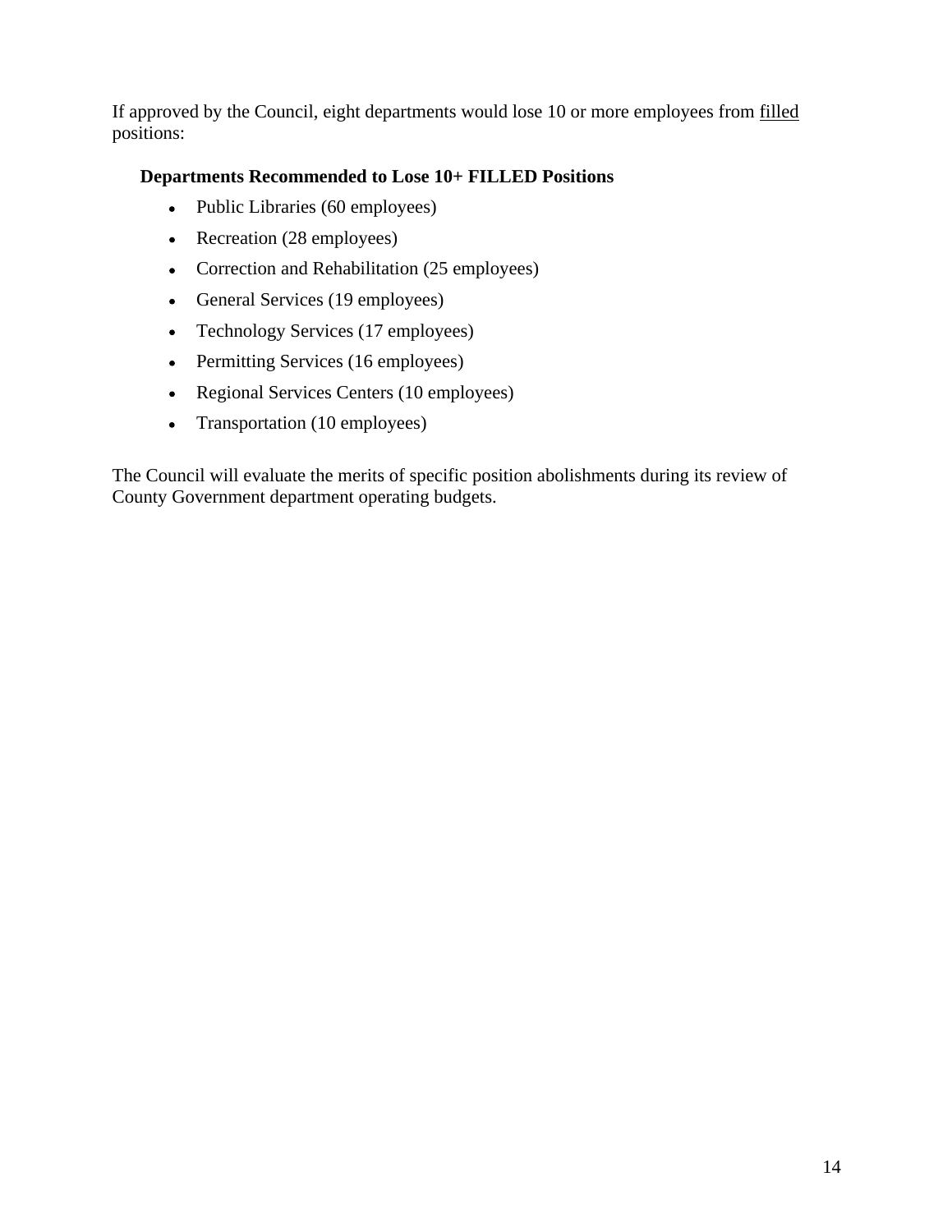If approved by the Council, eight departments would lose 10 or more employees from <u>filled</u> positions:

**Departments Recommended to Lose 10+ FILLED Positions**

- Public Libraries (60 employees)
- Recreation (28 employees)
- Correction and Rehabilitation (25 employees)
- General Services (19 employees)
- Technology Services (17 employees)
- Permitting Services (16 employees)
- Regional Services Centers (10 employees)
- Transportation (10 employees)

The Council will evaluate the merits of specific position abolishments during its review of County Government department operating budgets.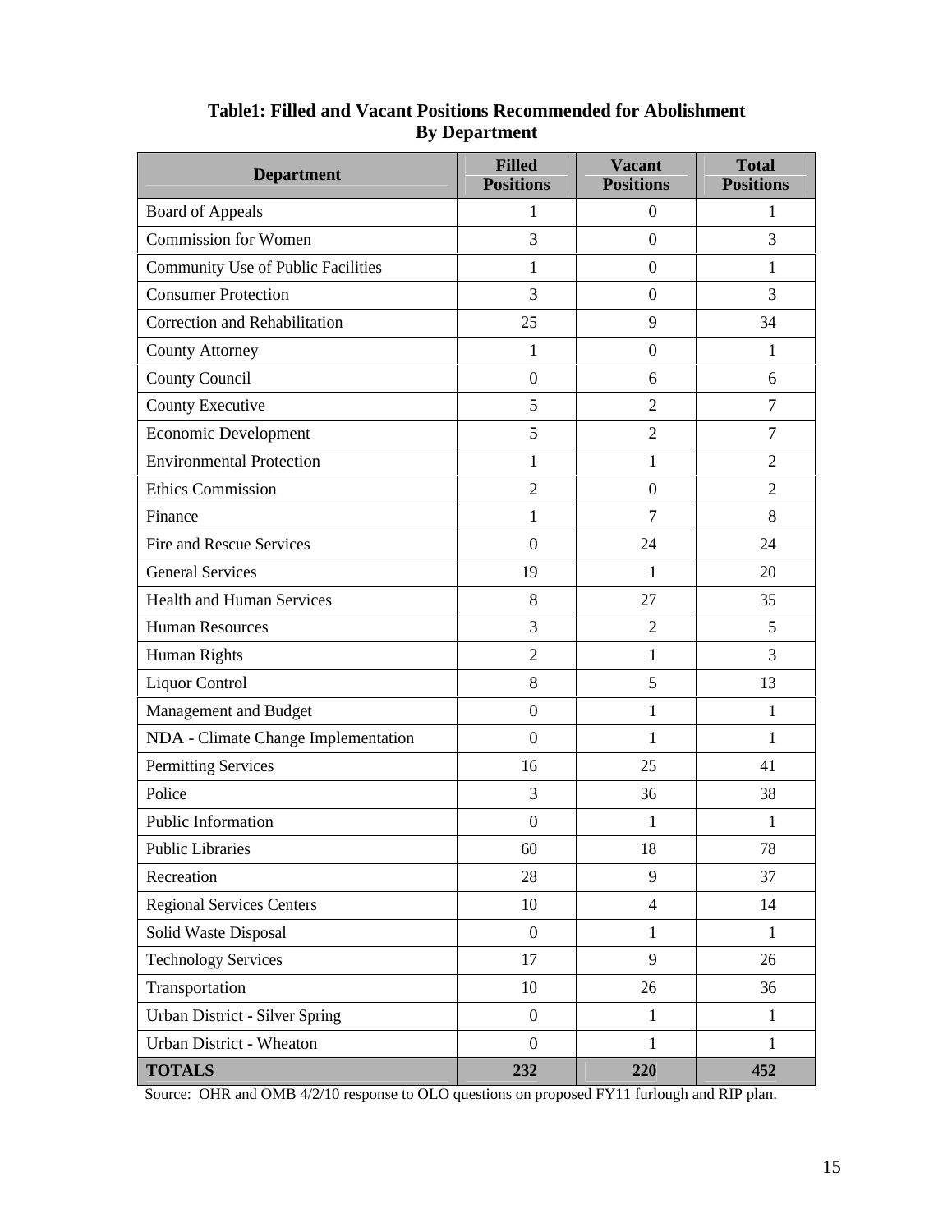**Table1: Filled and Vacant Positions Recommended for Abolishment By Department**

| Department | Filled Positions | Vacant Positions | Total Positions |
|---|---|---|---|
| Board of Appeals | 1 | 0 | 1 |
| Commission for Women | 3 | 0 | 3 |
| Community Use of Public Facilities | 1 | 0 | 1 |
| Consumer Protection | 3 | 0 | 3 |
| Correction and Rehabilitation | 25 | 9 | 34 |
| County Attorney | 1 | 0 | 1 |
| County Council | 0 | 6 | 6 |
| County Executive | 5 | 2 | 7 |
| Economic Development | 5 | 2 | 7 |
| Environmental Protection | 1 | 1 | 2 |
| Ethics Commission | 2 | 0 | 2 |
| Finance | 1 | 7 | 8 |
| Fire and Rescue Services | 0 | 24 | 24 |
| General Services | 19 | 1 | 20 |
| Health and Human Services | 8 | 27 | 35 |
| Human Resources | 3 | 2 | 5 |
| Human Rights | 2 | 1 | 3 |
| Liquor Control | 8 | 5 | 13 |
| Management and Budget | 0 | 1 | 1 |
| NDA - Climate Change Implementation | 0 | 1 | 1 |
| Permitting Services | 16 | 25 | 41 |
| Police | 3 | 36 | 38 |
| Public Information | 0 | 1 | 1 |
| Public Libraries | 60 | 18 | 78 |
| Recreation | 28 | 9 | 37 |
| Regional Services Centers | 10 | 4 | 14 |
| Solid Waste Disposal | 0 | 1 | 1 |
| Technology Services | 17 | 9 | 26 |
| Transportation | 10 | 26 | 36 |
| Urban District - Silver Spring | 0 | 1 | 1 |
| Urban District - Wheaton | 0 | 1 | 1 |
| **TOTALS** | **232** | **220** | **452** |

Source: OHR and OMB 4/2/10 response to OLO questions on proposed FY11 furlough and RIP plan.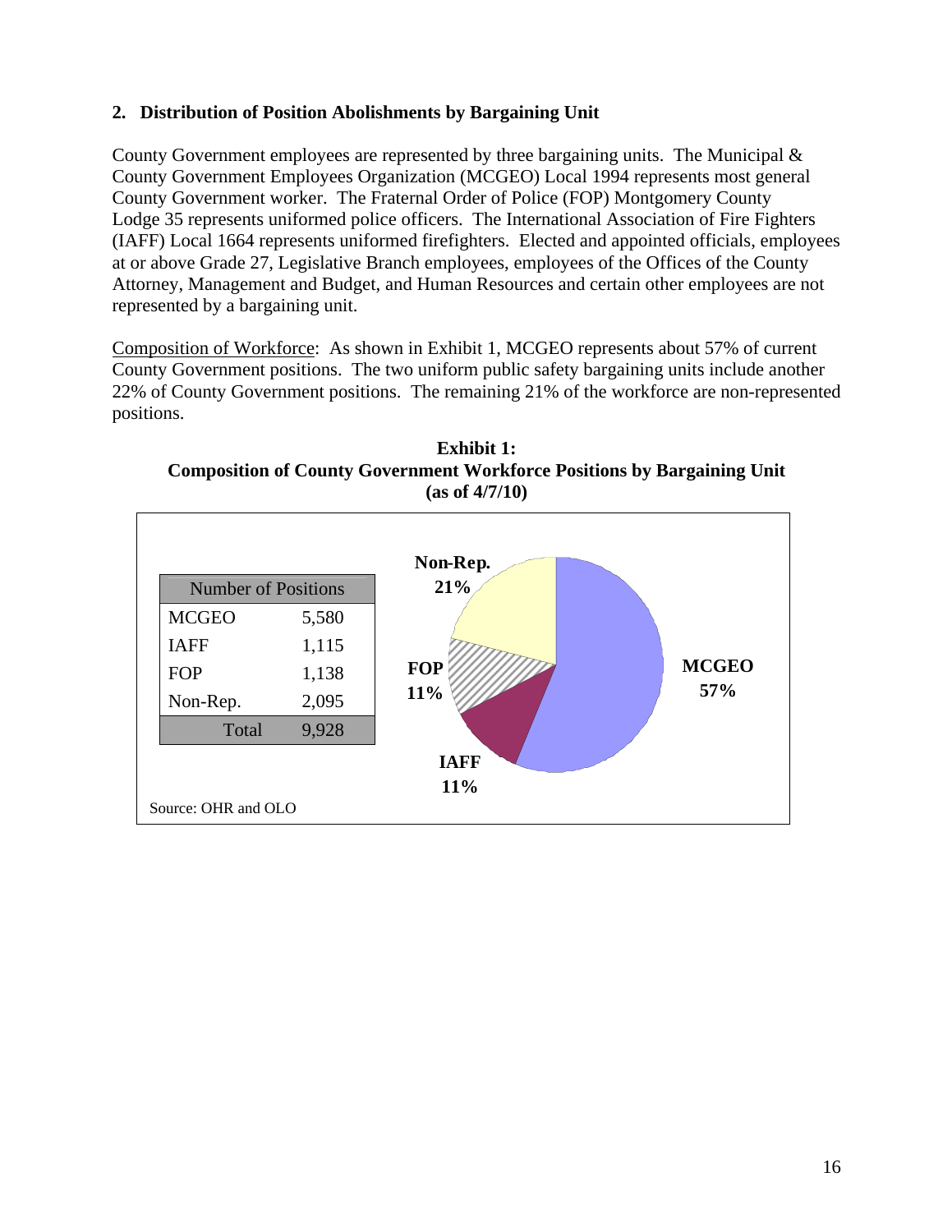## 2. Distribution of Position Abolishments by Bargaining Unit

County Government employees are represented by three bargaining units. The Municipal & County Government Employees Organization (MCGEO) Local 1994 represents most general County Government worker. The Fraternal Order of Police (FOP) Montgomery County Lodge 35 represents uniformed police officers. The International Association of Fire Fighters (IAFF) Local 1664 represents uniformed firefighters. Elected and appointed officials, employees at or above Grade 27, Legislative Branch employees, employees of the Offices of the County Attorney, Management and Budget, and Human Resources and certain other employees are not represented by a bargaining unit.

Composition of Workforce: As shown in Exhibit 1, MCGEO represents about 57% of current County Government positions. The two uniform public safety bargaining units include another 22% of County Government positions. The remaining 21% of the workforce are non-represented positions.

**Exhibit 1:**
**Composition of County Government Workforce Positions by Bargaining Unit**
**(as of 4/7/10)**

| Number of Positions | |
|---|---|
| MCGEO | 5,580 |
| IAFF | 1,115 |
| FOP | 1,138 |
| Non-Rep. | 2,095 |
| Total | 9,928 |

MCGEO 57%, IAFF 11%, FOP 11%, Non-Rep. 21%

Source: OHR and OLO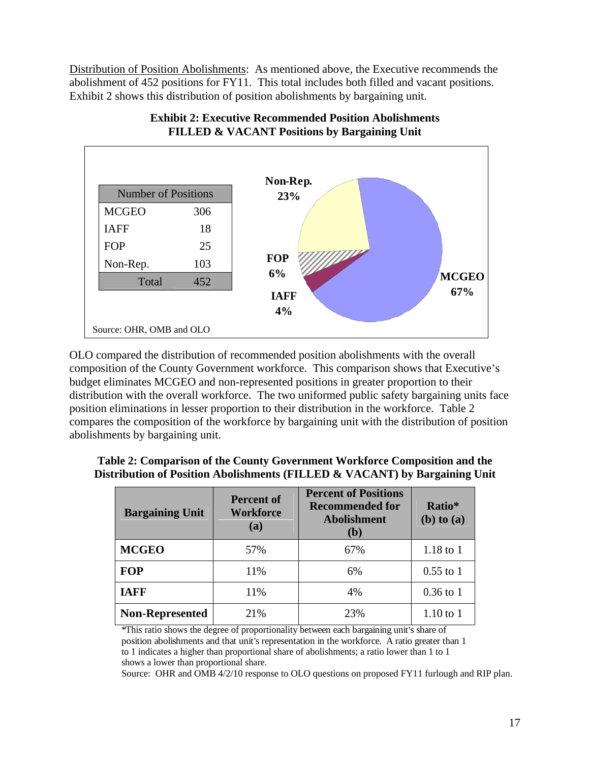Distribution of Position Abolishments: As mentioned above, the Executive recommends the abolishment of 452 positions for FY11. This total includes both filled and vacant positions. Exhibit 2 shows this distribution of position abolishments by bargaining unit.

**Exhibit 2: Executive Recommended Position Abolishments**
**FILLED & VACANT Positions by Bargaining Unit**

| Number of Positions | |
|---|---|
| MCGEO | 306 |
| IAFF | 18 |
| FOP | 25 |
| Non-Rep. | 103 |
| Total | 452 |

Non-Rep. 23%
FOP 6%
IAFF 4%
MCGEO 67%

Source: OHR, OMB and OLO

OLO compared the distribution of recommended position abolishments with the overall composition of the County Government workforce. This comparison shows that Executive's budget eliminates MCGEO and non-represented positions in greater proportion to their distribution with the overall workforce. The two uniformed public safety bargaining units face position eliminations in lesser proportion to their distribution in the workforce. Table 2 compares the composition of the workforce by bargaining unit with the distribution of position abolishments by bargaining unit.

**Table 2: Comparison of the County Government Workforce Composition and the Distribution of Position Abolishments (FILLED & VACANT) by Bargaining Unit**

| Bargaining Unit | Percent of Workforce (a) | Percent of Positions Recommended for Abolishment (b) | Ratio* (b) to (a) |
|---|---|---|---|
| **MCGEO** | 57% | 67% | 1.18 to 1 |
| **FOP** | 11% | 6% | 0.55 to 1 |
| **IAFF** | 11% | 4% | 0.36 to 1 |
| **Non-Represented** | 21% | 23% | 1.10 to 1 |

*This ratio shows the degree of proportionality between each bargaining unit's share of position abolishments and that unit's representation in the workforce. A ratio greater than 1 to 1 indicates a higher than proportional share of abolishments; a ratio lower than 1 to 1 shows a lower than proportional share.

Source: OHR and OMB 4/2/10 response to OLO questions on proposed FY11 furlough and RIP plan.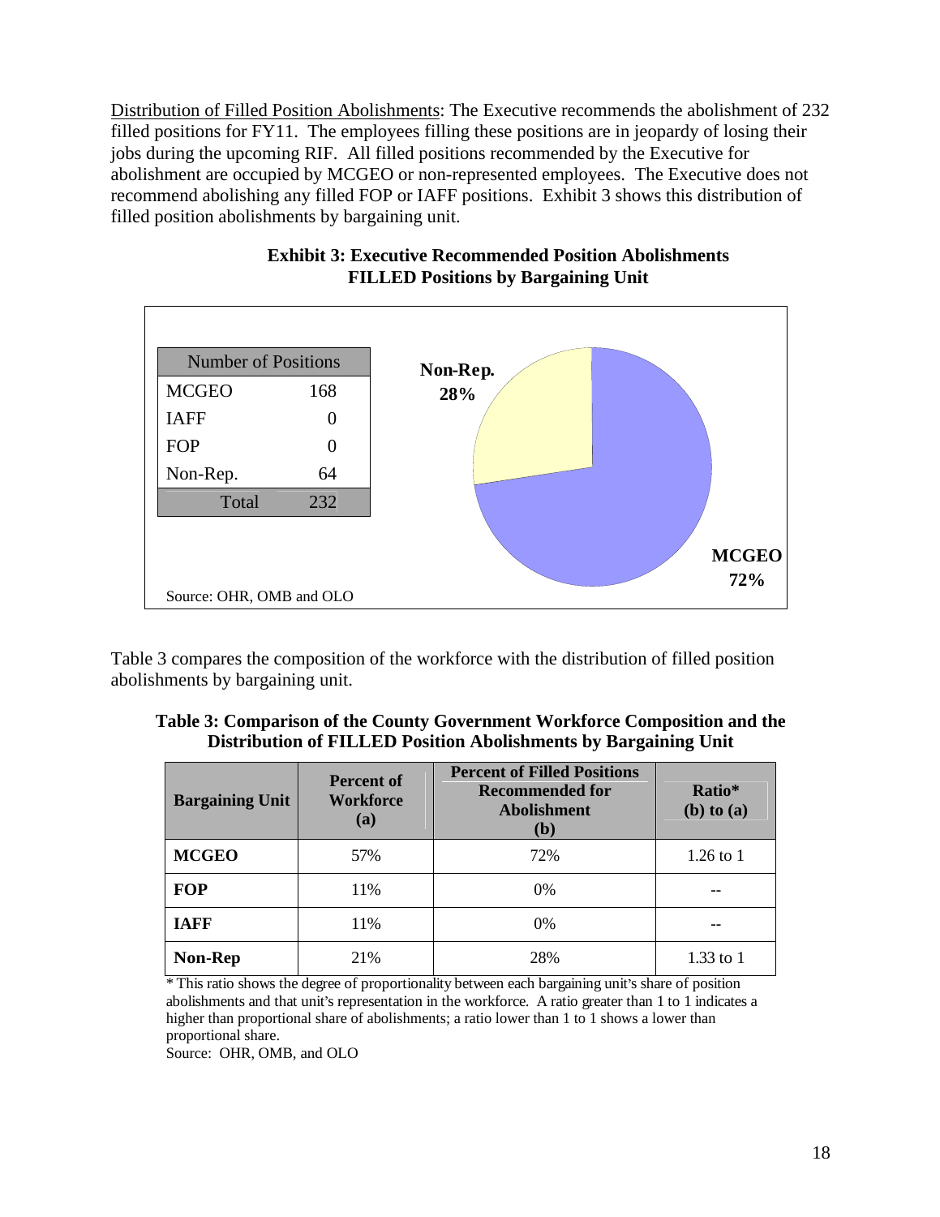<u>Distribution of Filled Position Abolishments</u>: The Executive recommends the abolishment of 232 filled positions for FY11. The employees filling these positions are in jeopardy of losing their jobs during the upcoming RIF. All filled positions recommended by the Executive for abolishment are occupied by MCGEO or non-represented employees. The Executive does not recommend abolishing any filled FOP or IAFF positions. Exhibit 3 shows this distribution of filled position abolishments by bargaining unit.

**Exhibit 3: Executive Recommended Position Abolishments FILLED Positions by Bargaining Unit**

| Number of Positions | |
|---|---|
| MCGEO | 168 |
| IAFF | 0 |
| FOP | 0 |
| Non-Rep. | 64 |
| Total | 232 |

Non-Rep. 28%

MCGEO 72%

Source: OHR, OMB and OLO

Table 3 compares the composition of the workforce with the distribution of filled position abolishments by bargaining unit.

**Table 3: Comparison of the County Government Workforce Composition and the Distribution of FILLED Position Abolishments by Bargaining Unit**

| Bargaining Unit | Percent of Workforce (a) | Percent of Filled Positions Recommended for Abolishment (b) | Ratio* (b) to (a) |
|---|---|---|---|
| **MCGEO** | 57% | 72% | 1.26 to 1 |
| **FOP** | 11% | 0% | -- |
| **IAFF** | 11% | 0% | -- |
| **Non-Rep** | 21% | 28% | 1.33 to 1 |

* This ratio shows the degree of proportionality between each bargaining unit's share of position abolishments and that unit's representation in the workforce. A ratio greater than 1 to 1 indicates a higher than proportional share of abolishments; a ratio lower than 1 to 1 shows a lower than proportional share.

Source: OHR, OMB, and OLO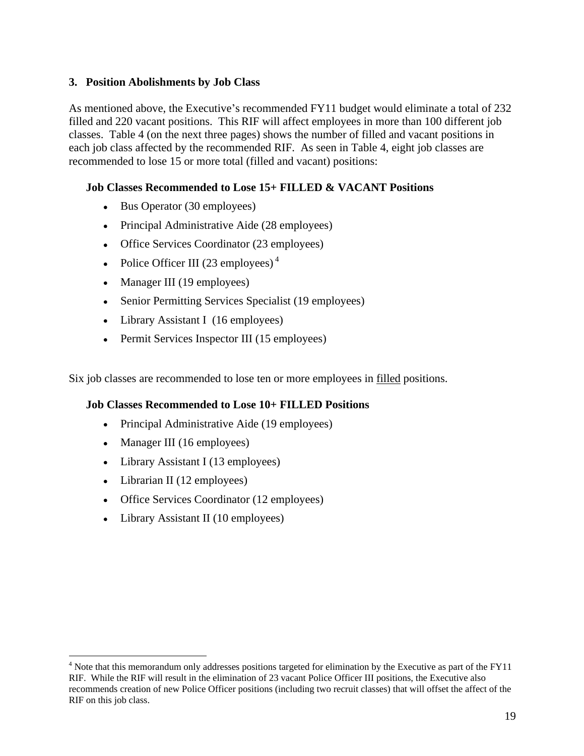### 3. Position Abolishments by Job Class

As mentioned above, the Executive's recommended FY11 budget would eliminate a total of 232 filled and 220 vacant positions. This RIF will affect employees in more than 100 different job classes. Table 4 (on the next three pages) shows the number of filled and vacant positions in each job class affected by the recommended RIF. As seen in Table 4, eight job classes are recommended to lose 15 or more total (filled and vacant) positions:

**Job Classes Recommended to Lose 15+ FILLED & VACANT Positions**

- Bus Operator (30 employees)
- Principal Administrative Aide (28 employees)
- Office Services Coordinator (23 employees)
- Police Officer III (23 employees) [4]
- Manager III (19 employees)
- Senior Permitting Services Specialist (19 employees)
- Library Assistant I (16 employees)
- Permit Services Inspector III (15 employees)

Six job classes are recommended to lose ten or more employees in filled positions.

**Job Classes Recommended to Lose 10+ FILLED Positions**

- Principal Administrative Aide (19 employees)
- Manager III (16 employees)
- Library Assistant I (13 employees)
- Librarian II (12 employees)
- Office Services Coordinator (12 employees)
- Library Assistant II (10 employees)

[4] Note that this memorandum only addresses positions targeted for elimination by the Executive as part of the FY11 RIF. While the RIF will result in the elimination of 23 vacant Police Officer III positions, the Executive also recommends creation of new Police Officer positions (including two recruit classes) that will offset the affect of the RIF on this job class.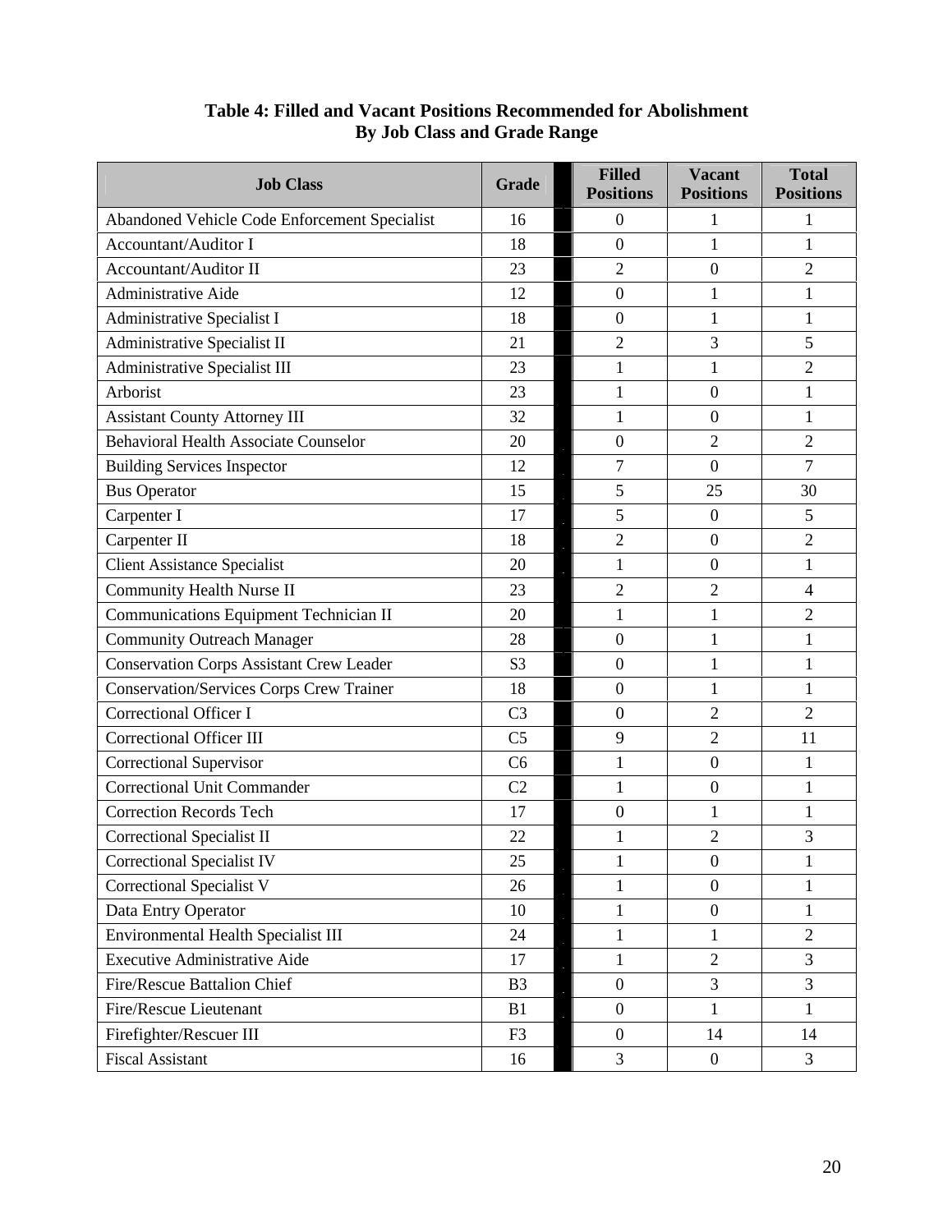**Table 4: Filled and Vacant Positions Recommended for Abolishment**
**By Job Class and Grade Range**

| Job Class | Grade | | Filled Positions | Vacant Positions | Total Positions |
|---|---|---|---|---|---|
| Abandoned Vehicle Code Enforcement Specialist | 16 | | 0 | 1 | 1 |
| Accountant/Auditor I | 18 | | 0 | 1 | 1 |
| Accountant/Auditor II | 23 | | 2 | 0 | 2 |
| Administrative Aide | 12 | | 0 | 1 | 1 |
| Administrative Specialist I | 18 | | 0 | 1 | 1 |
| Administrative Specialist II | 21 | | 2 | 3 | 5 |
| Administrative Specialist III | 23 | | 1 | 1 | 2 |
| Arborist | 23 | | 1 | 0 | 1 |
| Assistant County Attorney III | 32 | | 1 | 0 | 1 |
| Behavioral Health Associate Counselor | 20 | | 0 | 2 | 2 |
| Building Services Inspector | 12 | | 7 | 0 | 7 |
| Bus Operator | 15 | | 5 | 25 | 30 |
| Carpenter I | 17 | | 5 | 0 | 5 |
| Carpenter II | 18 | | 2 | 0 | 2 |
| Client Assistance Specialist | 20 | | 1 | 0 | 1 |
| Community Health Nurse II | 23 | | 2 | 2 | 4 |
| Communications Equipment Technician II | 20 | | 1 | 1 | 2 |
| Community Outreach Manager | 28 | | 0 | 1 | 1 |
| Conservation Corps Assistant Crew Leader | S3 | | 0 | 1 | 1 |
| Conservation/Services Corps Crew Trainer | 18 | | 0 | 1 | 1 |
| Correctional Officer I | C3 | | 0 | 2 | 2 |
| Correctional Officer III | C5 | | 9 | 2 | 11 |
| Correctional Supervisor | C6 | | 1 | 0 | 1 |
| Correctional Unit Commander | C2 | | 1 | 0 | 1 |
| Correction Records Tech | 17 | | 0 | 1 | 1 |
| Correctional Specialist II | 22 | | 1 | 2 | 3 |
| Correctional Specialist IV | 25 | | 1 | 0 | 1 |
| Correctional Specialist V | 26 | | 1 | 0 | 1 |
| Data Entry Operator | 10 | | 1 | 0 | 1 |
| Environmental Health Specialist III | 24 | | 1 | 1 | 2 |
| Executive Administrative Aide | 17 | | 1 | 2 | 3 |
| Fire/Rescue Battalion Chief | B3 | | 0 | 3 | 3 |
| Fire/Rescue Lieutenant | B1 | | 0 | 1 | 1 |
| Firefighter/Rescuer III | F3 | | 0 | 14 | 14 |
| Fiscal Assistant | 16 | | 3 | 0 | 3 |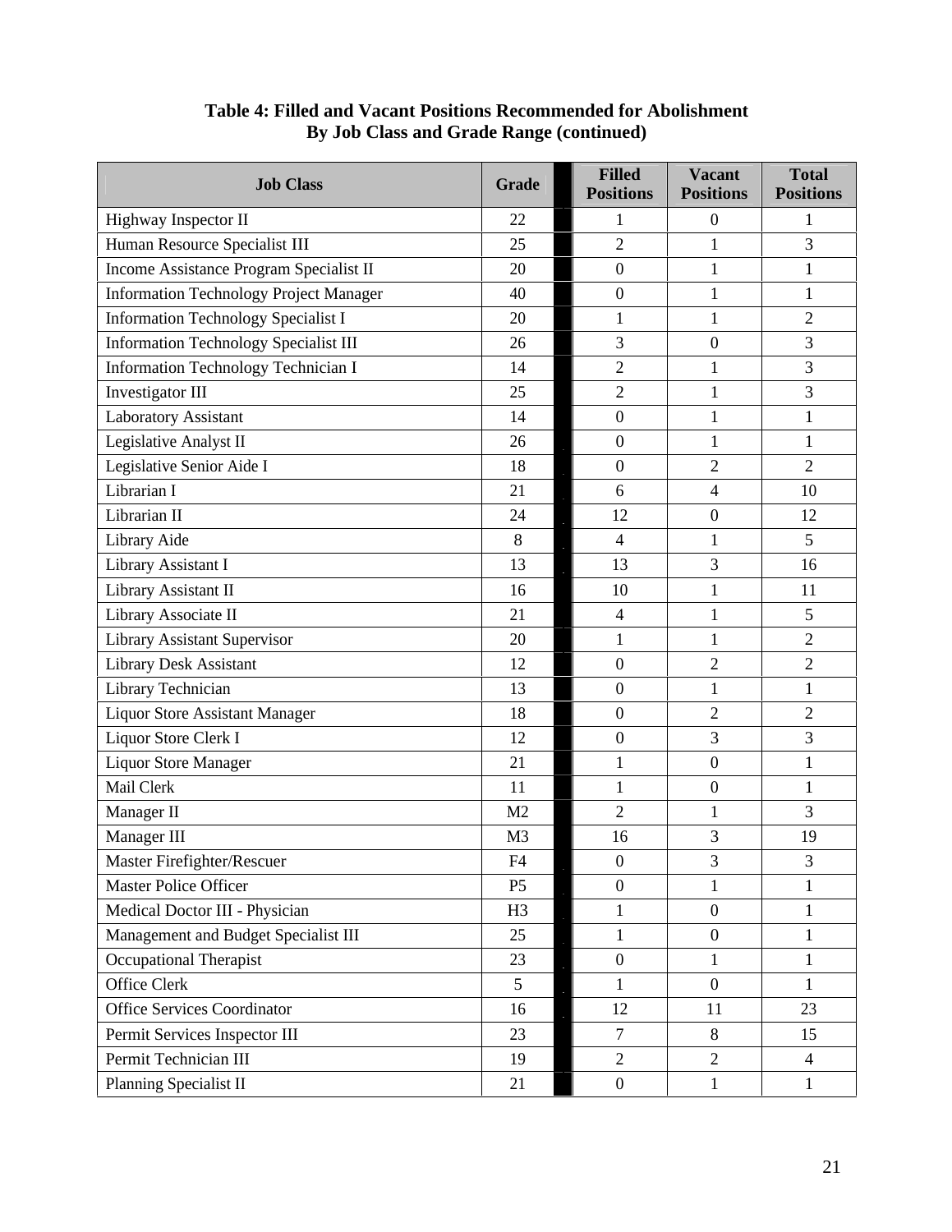**Table 4: Filled and Vacant Positions Recommended for Abolishment**
**By Job Class and Grade Range (continued)**

| Job Class | Grade | Filled Positions | Vacant Positions | Total Positions |
|---|---|---|---|---|
| Highway Inspector II | 22 | 1 | 0 | 1 |
| Human Resource Specialist III | 25 | 2 | 1 | 3 |
| Income Assistance Program Specialist II | 20 | 0 | 1 | 1 |
| Information Technology Project Manager | 40 | 0 | 1 | 1 |
| Information Technology Specialist I | 20 | 1 | 1 | 2 |
| Information Technology Specialist III | 26 | 3 | 0 | 3 |
| Information Technology Technician I | 14 | 2 | 1 | 3 |
| Investigator III | 25 | 2 | 1 | 3 |
| Laboratory Assistant | 14 | 0 | 1 | 1 |
| Legislative Analyst II | 26 | 0 | 1 | 1 |
| Legislative Senior Aide I | 18 | 0 | 2 | 2 |
| Librarian I | 21 | 6 | 4 | 10 |
| Librarian II | 24 | 12 | 0 | 12 |
| Library Aide | 8 | 4 | 1 | 5 |
| Library Assistant I | 13 | 13 | 3 | 16 |
| Library Assistant II | 16 | 10 | 1 | 11 |
| Library Associate II | 21 | 4 | 1 | 5 |
| Library Assistant Supervisor | 20 | 1 | 1 | 2 |
| Library Desk Assistant | 12 | 0 | 2 | 2 |
| Library Technician | 13 | 0 | 1 | 1 |
| Liquor Store Assistant Manager | 18 | 0 | 2 | 2 |
| Liquor Store Clerk I | 12 | 0 | 3 | 3 |
| Liquor Store Manager | 21 | 1 | 0 | 1 |
| Mail Clerk | 11 | 1 | 0 | 1 |
| Manager II | M2 | 2 | 1 | 3 |
| Manager III | M3 | 16 | 3 | 19 |
| Master Firefighter/Rescuer | F4 | 0 | 3 | 3 |
| Master Police Officer | P5 | 0 | 1 | 1 |
| Medical Doctor III - Physician | H3 | 1 | 0 | 1 |
| Management and Budget Specialist III | 25 | 1 | 0 | 1 |
| Occupational Therapist | 23 | 0 | 1 | 1 |
| Office Clerk | 5 | 1 | 0 | 1 |
| Office Services Coordinator | 16 | 12 | 11 | 23 |
| Permit Services Inspector III | 23 | 7 | 8 | 15 |
| Permit Technician III | 19 | 2 | 2 | 4 |
| Planning Specialist II | 21 | 0 | 1 | 1 |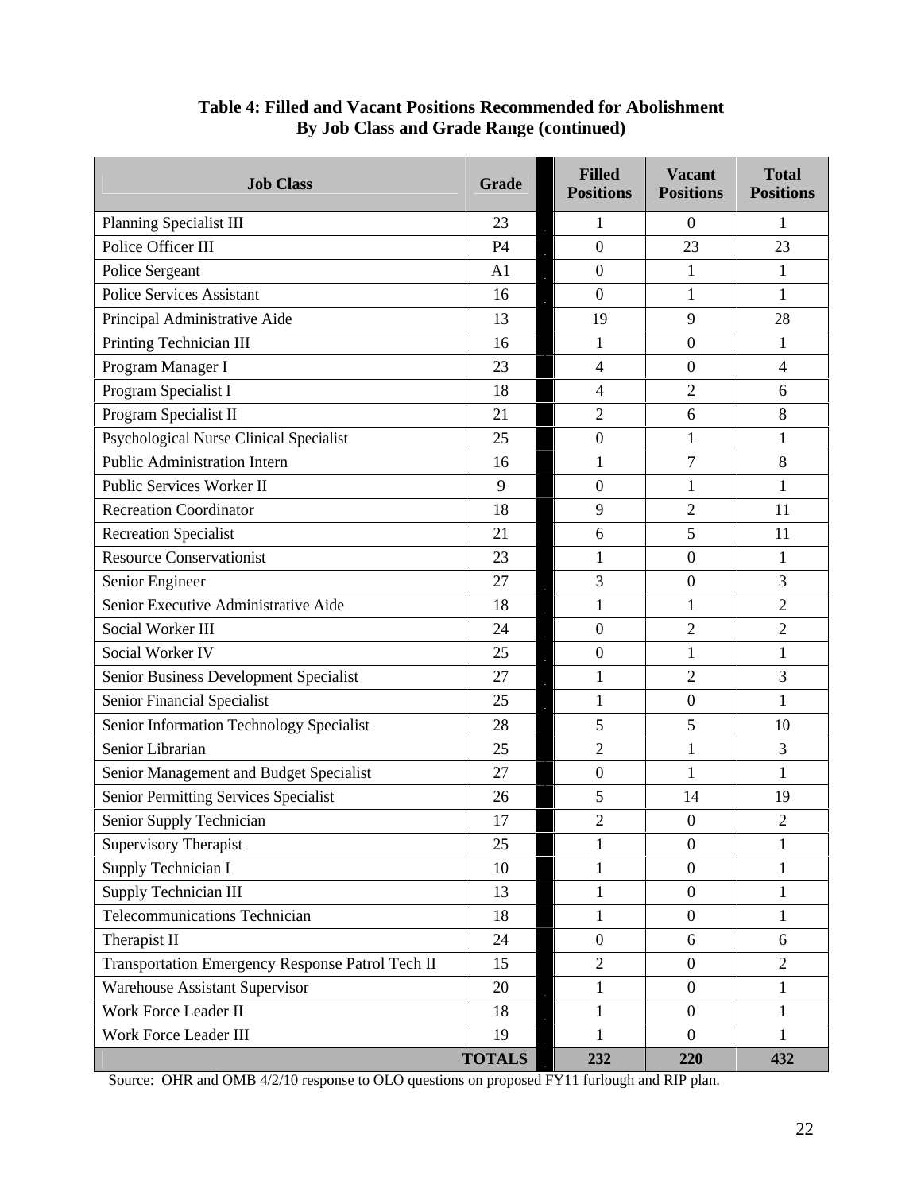**Table 4: Filled and Vacant Positions Recommended for Abolishment By Job Class and Grade Range (continued)**

| Job Class | Grade | Filled Positions | Vacant Positions | Total Positions |
|---|---|---|---|---|
| Planning Specialist III | 23 | 1 | 0 | 1 |
| Police Officer III | P4 | 0 | 23 | 23 |
| Police Sergeant | A1 | 0 | 1 | 1 |
| Police Services Assistant | 16 | 0 | 1 | 1 |
| Principal Administrative Aide | 13 | 19 | 9 | 28 |
| Printing Technician III | 16 | 1 | 0 | 1 |
| Program Manager I | 23 | 4 | 0 | 4 |
| Program Specialist I | 18 | 4 | 2 | 6 |
| Program Specialist II | 21 | 2 | 6 | 8 |
| Psychological Nurse Clinical Specialist | 25 | 0 | 1 | 1 |
| Public Administration Intern | 16 | 1 | 7 | 8 |
| Public Services Worker II | 9 | 0 | 1 | 1 |
| Recreation Coordinator | 18 | 9 | 2 | 11 |
| Recreation Specialist | 21 | 6 | 5 | 11 |
| Resource Conservationist | 23 | 1 | 0 | 1 |
| Senior Engineer | 27 | 3 | 0 | 3 |
| Senior Executive Administrative Aide | 18 | 1 | 1 | 2 |
| Social Worker III | 24 | 0 | 2 | 2 |
| Social Worker IV | 25 | 0 | 1 | 1 |
| Senior Business Development Specialist | 27 | 1 | 2 | 3 |
| Senior Financial Specialist | 25 | 1 | 0 | 1 |
| Senior Information Technology Specialist | 28 | 5 | 5 | 10 |
| Senior Librarian | 25 | 2 | 1 | 3 |
| Senior Management and Budget Specialist | 27 | 0 | 1 | 1 |
| Senior Permitting Services Specialist | 26 | 5 | 14 | 19 |
| Senior Supply Technician | 17 | 2 | 0 | 2 |
| Supervisory Therapist | 25 | 1 | 0 | 1 |
| Supply Technician I | 10 | 1 | 0 | 1 |
| Supply Technician III | 13 | 1 | 0 | 1 |
| Telecommunications Technician | 18 | 1 | 0 | 1 |
| Therapist II | 24 | 0 | 6 | 6 |
| Transportation Emergency Response Patrol Tech II | 15 | 2 | 0 | 2 |
| Warehouse Assistant Supervisor | 20 | 1 | 0 | 1 |
| Work Force Leader II | 18 | 1 | 0 | 1 |
| Work Force Leader III | 19 | 1 | 0 | 1 |
| | **TOTALS** | **232** | **220** | **432** |

Source: OHR and OMB 4/2/10 response to OLO questions on proposed FY11 furlough and RIP plan.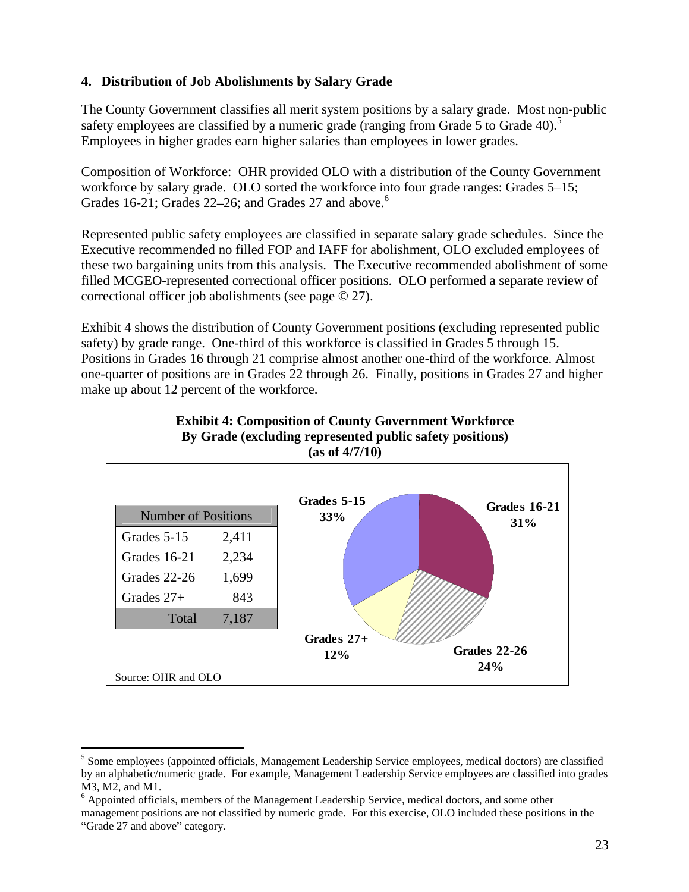### 4. Distribution of Job Abolishments by Salary Grade

The County Government classifies all merit system positions by a salary grade. Most non-public safety employees are classified by a numeric grade (ranging from Grade 5 to Grade 40).[5] Employees in higher grades earn higher salaries than employees in lower grades.

Composition of Workforce: OHR provided OLO with a distribution of the County Government workforce by salary grade. OLO sorted the workforce into four grade ranges: Grades 5–15; Grades 16-21; Grades 22–26; and Grades 27 and above.[6]

Represented public safety employees are classified in separate salary grade schedules. Since the Executive recommended no filled FOP and IAFF for abolishment, OLO excluded employees of these two bargaining units from this analysis. The Executive recommended abolishment of some filled MCGEO-represented correctional officer positions. OLO performed a separate review of correctional officer job abolishments (see page © 27).

Exhibit 4 shows the distribution of County Government positions (excluding represented public safety) by grade range. One-third of this workforce is classified in Grades 5 through 15. Positions in Grades 16 through 21 comprise almost another one-third of the workforce. Almost one-quarter of positions are in Grades 22 through 26. Finally, positions in Grades 27 and higher make up about 12 percent of the workforce.

**Exhibit 4: Composition of County Government Workforce By Grade (excluding represented public safety positions) (as of 4/7/10)**

| Number of Positions | |
|---|---|
| Grades 5-15 | 2,411 |
| Grades 16-21 | 2,234 |
| Grades 22-26 | 1,699 |
| Grades 27+ | 843 |
| Total | 7,187 |

Grades 5-15: 33%
Grades 16-21: 31%
Grades 22-26: 24%
Grades 27+: 12%

Source: OHR and OLO

---

[5] Some employees (appointed officials, Management Leadership Service employees, medical doctors) are classified by an alphabetic/numeric grade. For example, Management Leadership Service employees are classified into grades M3, M2, and M1.

[6] Appointed officials, members of the Management Leadership Service, medical doctors, and some other management positions are not classified by numeric grade. For this exercise, OLO included these positions in the "Grade 27 and above" category.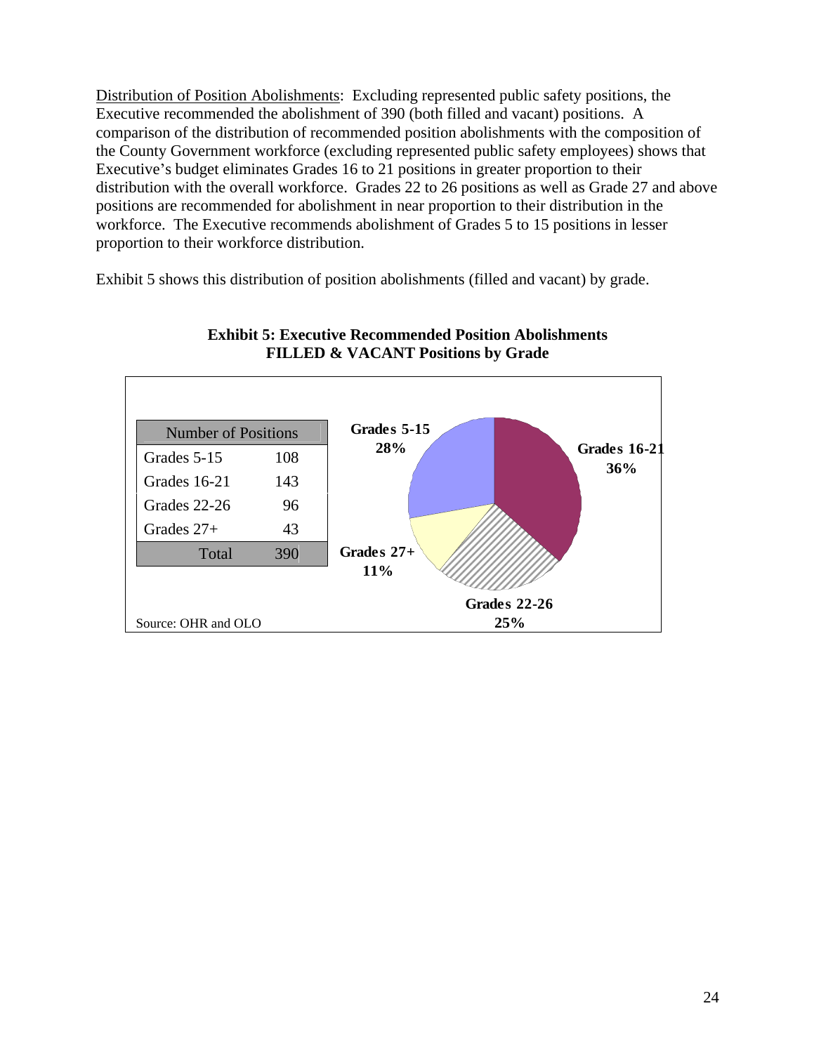Distribution of Position Abolishments: Excluding represented public safety positions, the Executive recommended the abolishment of 390 (both filled and vacant) positions. A comparison of the distribution of recommended position abolishments with the composition of the County Government workforce (excluding represented public safety employees) shows that Executive's budget eliminates Grades 16 to 21 positions in greater proportion to their distribution with the overall workforce. Grades 22 to 26 positions as well as Grade 27 and above positions are recommended for abolishment in near proportion to their distribution in the workforce. The Executive recommends abolishment of Grades 5 to 15 positions in lesser proportion to their workforce distribution.

Exhibit 5 shows this distribution of position abolishments (filled and vacant) by grade.

**Exhibit 5: Executive Recommended Position Abolishments**
**FILLED & VACANT Positions by Grade**

| Number of Positions | |
|---|---|
| Grades 5-15 | 108 |
| Grades 16-21 | 143 |
| Grades 22-26 | 96 |
| Grades 27+ | 43 |
| Total | 390 |

Grades 5-15 28%; Grades 16-21 36%; Grades 22-26 25%; Grades 27+ 11%

Source: OHR and OLO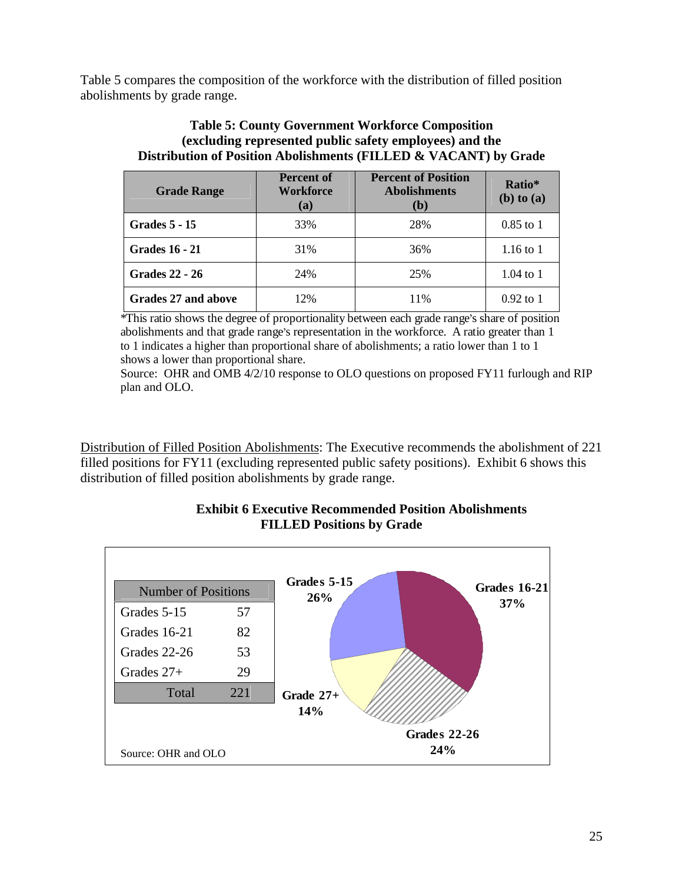Table 5 compares the composition of the workforce with the distribution of filled position abolishments by grade range.

**Table 5: County Government Workforce Composition (excluding represented public safety employees) and the Distribution of Position Abolishments (FILLED & VACANT) by Grade**

| Grade Range | Percent of Workforce (a) | Percent of Position Abolishments (b) | Ratio* (b) to (a) |
|---|---|---|---|
| **Grades 5 - 15** | 33% | 28% | 0.85 to 1 |
| **Grades 16 - 21** | 31% | 36% | 1.16 to 1 |
| **Grades 22 - 26** | 24% | 25% | 1.04 to 1 |
| **Grades 27 and above** | 12% | 11% | 0.92 to 1 |

*This ratio shows the degree of proportionality between each grade range's share of position abolishments and that grade range's representation in the workforce. A ratio greater than 1 to 1 indicates a higher than proportional share of abolishments; a ratio lower than 1 to 1 shows a lower than proportional share.

Source: OHR and OMB 4/2/10 response to OLO questions on proposed FY11 furlough and RIP plan and OLO.

Distribution of Filled Position Abolishments: The Executive recommends the abolishment of 221 filled positions for FY11 (excluding represented public safety positions). Exhibit 6 shows this distribution of filled position abolishments by grade range.

**Exhibit 6 Executive Recommended Position Abolishments FILLED Positions by Grade**

| Number of Positions | |
|---|---|
| Grades 5-15 | 57 |
| Grades 16-21 | 82 |
| Grades 22-26 | 53 |
| Grades 27+ | 29 |
| Total | 221 |

Grades 5-15: 26%
Grades 16-21: 37%
Grades 22-26: 24%
Grade 27+: 14%

Source: OHR and OLO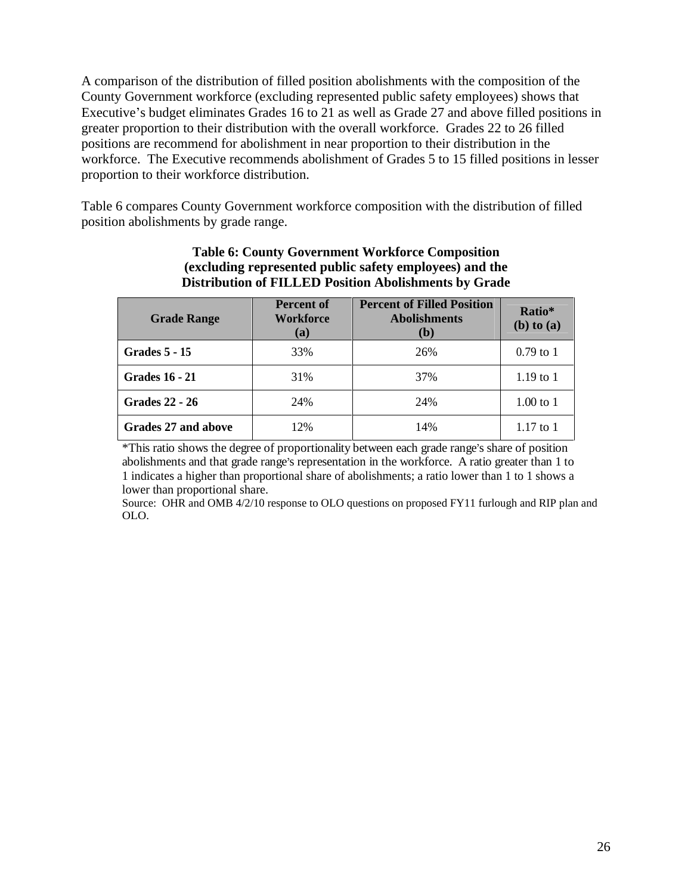A comparison of the distribution of filled position abolishments with the composition of the County Government workforce (excluding represented public safety employees) shows that Executive's budget eliminates Grades 16 to 21 as well as Grade 27 and above filled positions in greater proportion to their distribution with the overall workforce. Grades 22 to 26 filled positions are recommend for abolishment in near proportion to their distribution in the workforce. The Executive recommends abolishment of Grades 5 to 15 filled positions in lesser proportion to their workforce distribution.

Table 6 compares County Government workforce composition with the distribution of filled position abolishments by grade range.

**Table 6: County Government Workforce Composition (excluding represented public safety employees) and the Distribution of FILLED Position Abolishments by Grade**

| Grade Range | Percent of Workforce (a) | Percent of Filled Position Abolishments (b) | Ratio* (b) to (a) |
|---|---|---|---|
| **Grades 5 - 15** | 33% | 26% | 0.79 to 1 |
| **Grades 16 - 21** | 31% | 37% | 1.19 to 1 |
| **Grades 22 - 26** | 24% | 24% | 1.00 to 1 |
| **Grades 27 and above** | 12% | 14% | 1.17 to 1 |

*This ratio shows the degree of proportionality between each grade range's share of position abolishments and that grade range's representation in the workforce. A ratio greater than 1 to 1 indicates a higher than proportional share of abolishments; a ratio lower than 1 to 1 shows a lower than proportional share.

Source: OHR and OMB 4/2/10 response to OLO questions on proposed FY11 furlough and RIP plan and OLO.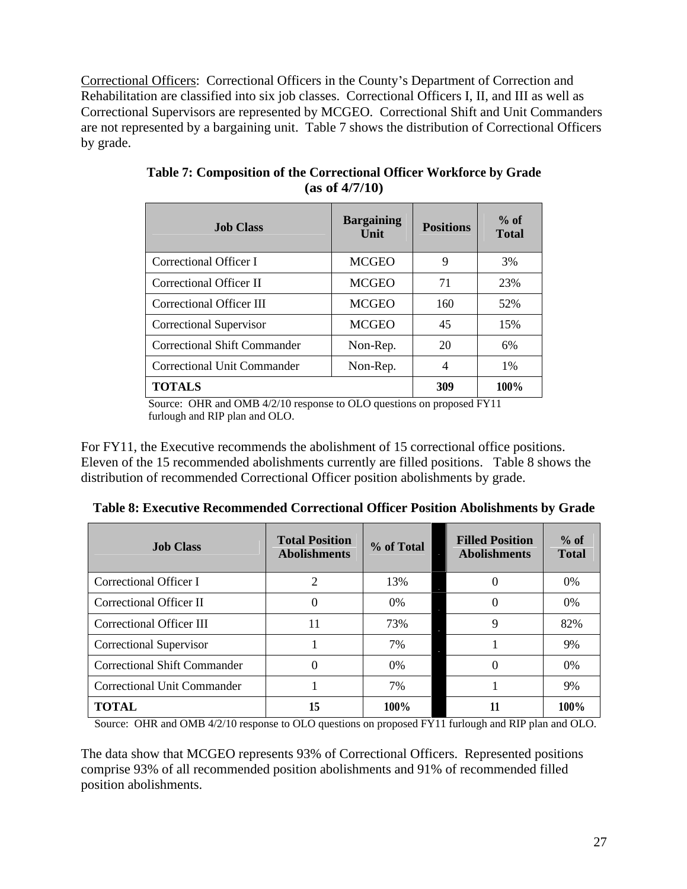<u>Correctional Officers</u>: Correctional Officers in the County's Department of Correction and Rehabilitation are classified into six job classes. Correctional Officers I, II, and III as well as Correctional Supervisors are represented by MCGEO. Correctional Shift and Unit Commanders are not represented by a bargaining unit. Table 7 shows the distribution of Correctional Officers by grade.

**Table 7: Composition of the Correctional Officer Workforce by Grade (as of 4/7/10)**

| Job Class | Bargaining Unit | Positions | % of Total |
|---|---|---|---|
| Correctional Officer I | MCGEO | 9 | 3% |
| Correctional Officer II | MCGEO | 71 | 23% |
| Correctional Officer III | MCGEO | 160 | 52% |
| Correctional Supervisor | MCGEO | 45 | 15% |
| Correctional Shift Commander | Non-Rep. | 20 | 6% |
| Correctional Unit Commander | Non-Rep. | 4 | 1% |
| **TOTALS** | | **309** | **100%** |

Source: OHR and OMB 4/2/10 response to OLO questions on proposed FY11 furlough and RIP plan and OLO.

For FY11, the Executive recommends the abolishment of 15 correctional office positions. Eleven of the 15 recommended abolishments currently are filled positions. Table 8 shows the distribution of recommended Correctional Officer position abolishments by grade.

**Table 8: Executive Recommended Correctional Officer Position Abolishments by Grade**

| Job Class | Total Position Abolishments | % of Total | Filled Position Abolishments | % of Total |
|---|---|---|---|---|
| Correctional Officer I | 2 | 13% | 0 | 0% |
| Correctional Officer II | 0 | 0% | 0 | 0% |
| Correctional Officer III | 11 | 73% | 9 | 82% |
| Correctional Supervisor | 1 | 7% | 1 | 9% |
| Correctional Shift Commander | 0 | 0% | 0 | 0% |
| Correctional Unit Commander | 1 | 7% | 1 | 9% |
| **TOTAL** | **15** | **100%** | **11** | **100%** |

Source: OHR and OMB 4/2/10 response to OLO questions on proposed FY11 furlough and RIP plan and OLO.

The data show that MCGEO represents 93% of Correctional Officers. Represented positions comprise 93% of all recommended position abolishments and 91% of recommended filled position abolishments.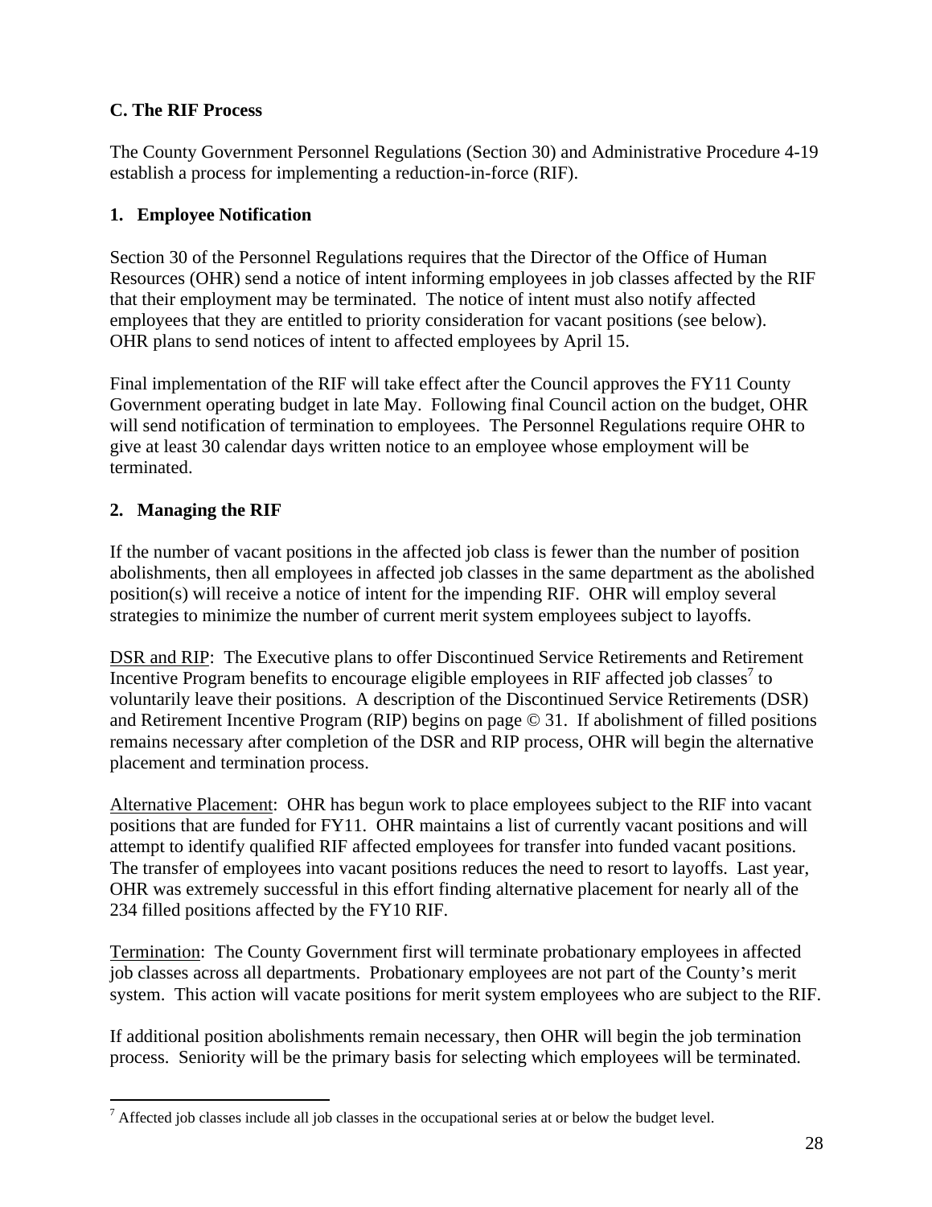### C. The RIF Process

The County Government Personnel Regulations (Section 30) and Administrative Procedure 4-19 establish a process for implementing a reduction-in-force (RIF).

#### 1. Employee Notification

Section 30 of the Personnel Regulations requires that the Director of the Office of Human Resources (OHR) send a notice of intent informing employees in job classes affected by the RIF that their employment may be terminated. The notice of intent must also notify affected employees that they are entitled to priority consideration for vacant positions (see below). OHR plans to send notices of intent to affected employees by April 15.

Final implementation of the RIF will take effect after the Council approves the FY11 County Government operating budget in late May. Following final Council action on the budget, OHR will send notification of termination to employees. The Personnel Regulations require OHR to give at least 30 calendar days written notice to an employee whose employment will be terminated.

#### 2. Managing the RIF

If the number of vacant positions in the affected job class is fewer than the number of position abolishments, then all employees in affected job classes in the same department as the abolished position(s) will receive a notice of intent for the impending RIF. OHR will employ several strategies to minimize the number of current merit system employees subject to layoffs.

<u>DSR and RIP</u>: The Executive plans to offer Discontinued Service Retirements and Retirement Incentive Program benefits to encourage eligible employees in RIF affected job classes[7] to voluntarily leave their positions. A description of the Discontinued Service Retirements (DSR) and Retirement Incentive Program (RIP) begins on page © 31. If abolishment of filled positions remains necessary after completion of the DSR and RIP process, OHR will begin the alternative placement and termination process.

<u>Alternative Placement</u>: OHR has begun work to place employees subject to the RIF into vacant positions that are funded for FY11. OHR maintains a list of currently vacant positions and will attempt to identify qualified RIF affected employees for transfer into funded vacant positions. The transfer of employees into vacant positions reduces the need to resort to layoffs. Last year, OHR was extremely successful in this effort finding alternative placement for nearly all of the 234 filled positions affected by the FY10 RIF.

<u>Termination</u>: The County Government first will terminate probationary employees in affected job classes across all departments. Probationary employees are not part of the County's merit system. This action will vacate positions for merit system employees who are subject to the RIF.

If additional position abolishments remain necessary, then OHR will begin the job termination process. Seniority will be the primary basis for selecting which employees will be terminated.

---

[7] Affected job classes include all job classes in the occupational series at or below the budget level.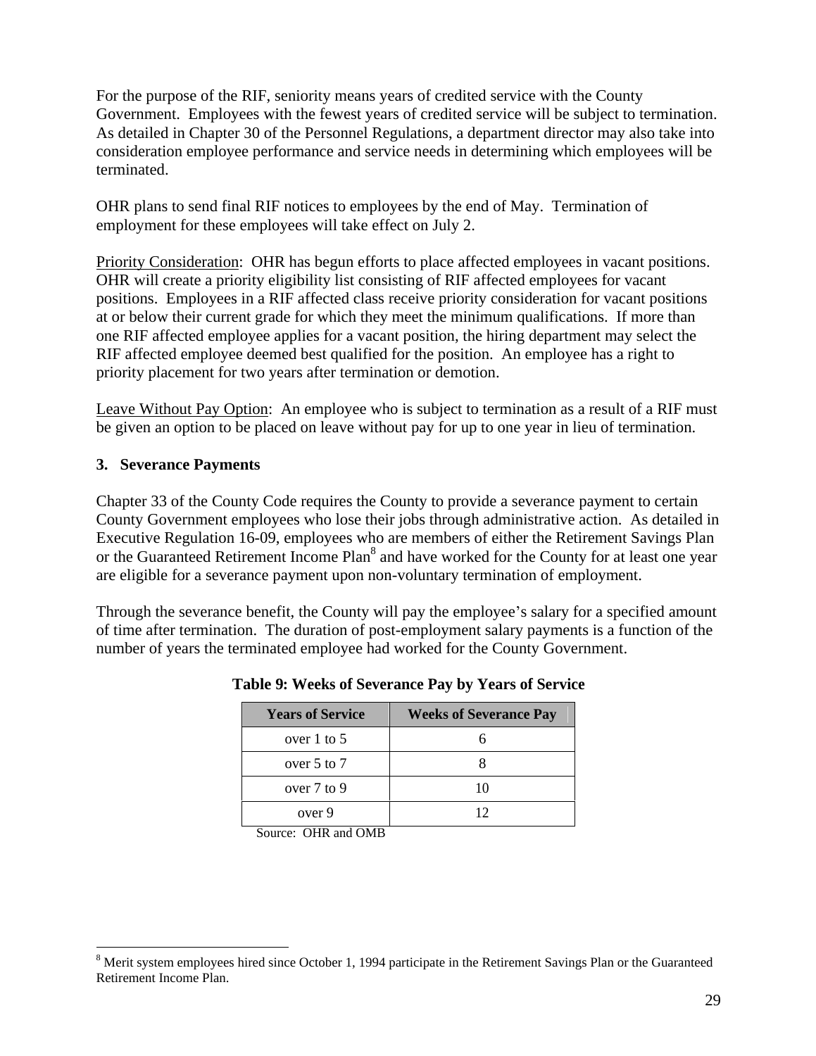For the purpose of the RIF, seniority means years of credited service with the County Government. Employees with the fewest years of credited service will be subject to termination. As detailed in Chapter 30 of the Personnel Regulations, a department director may also take into consideration employee performance and service needs in determining which employees will be terminated.

OHR plans to send final RIF notices to employees by the end of May. Termination of employment for these employees will take effect on July 2.

Priority Consideration: OHR has begun efforts to place affected employees in vacant positions. OHR will create a priority eligibility list consisting of RIF affected employees for vacant positions. Employees in a RIF affected class receive priority consideration for vacant positions at or below their current grade for which they meet the minimum qualifications. If more than one RIF affected employee applies for a vacant position, the hiring department may select the RIF affected employee deemed best qualified for the position. An employee has a right to priority placement for two years after termination or demotion.

Leave Without Pay Option: An employee who is subject to termination as a result of a RIF must be given an option to be placed on leave without pay for up to one year in lieu of termination.

### 3. Severance Payments

Chapter 33 of the County Code requires the County to provide a severance payment to certain County Government employees who lose their jobs through administrative action. As detailed in Executive Regulation 16-09, employees who are members of either the Retirement Savings Plan or the Guaranteed Retirement Income Plan[8] and have worked for the County for at least one year are eligible for a severance payment upon non-voluntary termination of employment.

Through the severance benefit, the County will pay the employee's salary for a specified amount of time after termination. The duration of post-employment salary payments is a function of the number of years the terminated employee had worked for the County Government.

**Table 9: Weeks of Severance Pay by Years of Service**

| Years of Service | Weeks of Severance Pay |
|---|---|
| over 1 to 5 | 6 |
| over 5 to 7 | 8 |
| over 7 to 9 | 10 |
| over 9 | 12 |

Source: OHR and OMB

[8] Merit system employees hired since October 1, 1994 participate in the Retirement Savings Plan or the Guaranteed Retirement Income Plan.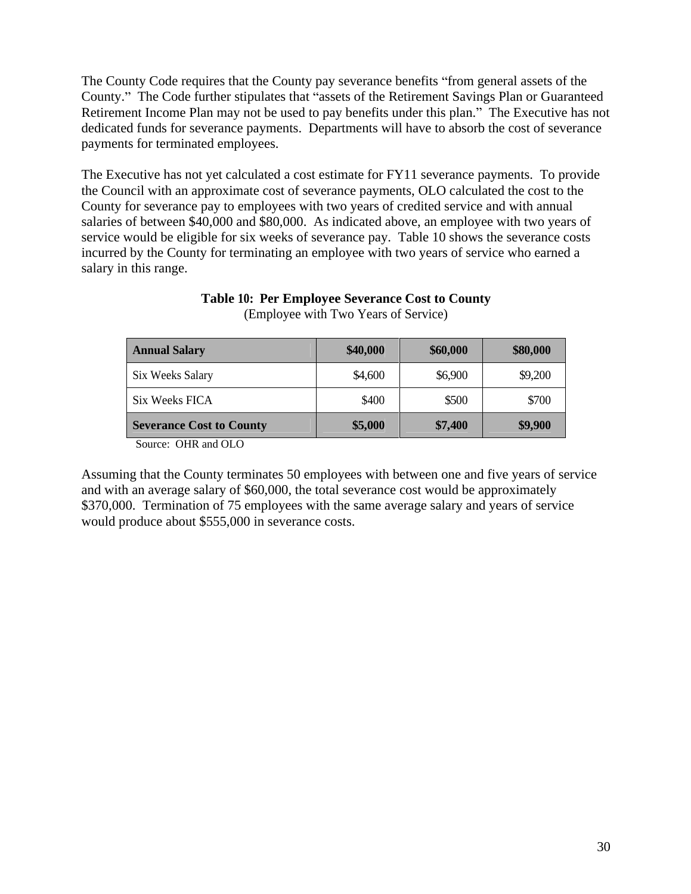The County Code requires that the County pay severance benefits "from general assets of the County." The Code further stipulates that "assets of the Retirement Savings Plan or Guaranteed Retirement Income Plan may not be used to pay benefits under this plan." The Executive has not dedicated funds for severance payments. Departments will have to absorb the cost of severance payments for terminated employees.

The Executive has not yet calculated a cost estimate for FY11 severance payments. To provide the Council with an approximate cost of severance payments, OLO calculated the cost to the County for severance pay to employees with two years of credited service and with annual salaries of between $40,000 and $80,000. As indicated above, an employee with two years of service would be eligible for six weeks of severance pay. Table 10 shows the severance costs incurred by the County for terminating an employee with two years of service who earned a salary in this range.

**Table 10: Per Employee Severance Cost to County**
(Employee with Two Years of Service)

| **Annual Salary** | **$40,000** | **$60,000** | **$80,000** |
|---|---|---|---|
| Six Weeks Salary | $4,600 | $6,900 | $9,200 |
| Six Weeks FICA | $400 | $500 | $700 |
| **Severance Cost to County** | **$5,000** | **$7,400** | **$9,900** |

Source: OHR and OLO

Assuming that the County terminates 50 employees with between one and five years of service and with an average salary of $60,000, the total severance cost would be approximately $370,000. Termination of 75 employees with the same average salary and years of service would produce about $555,000 in severance costs.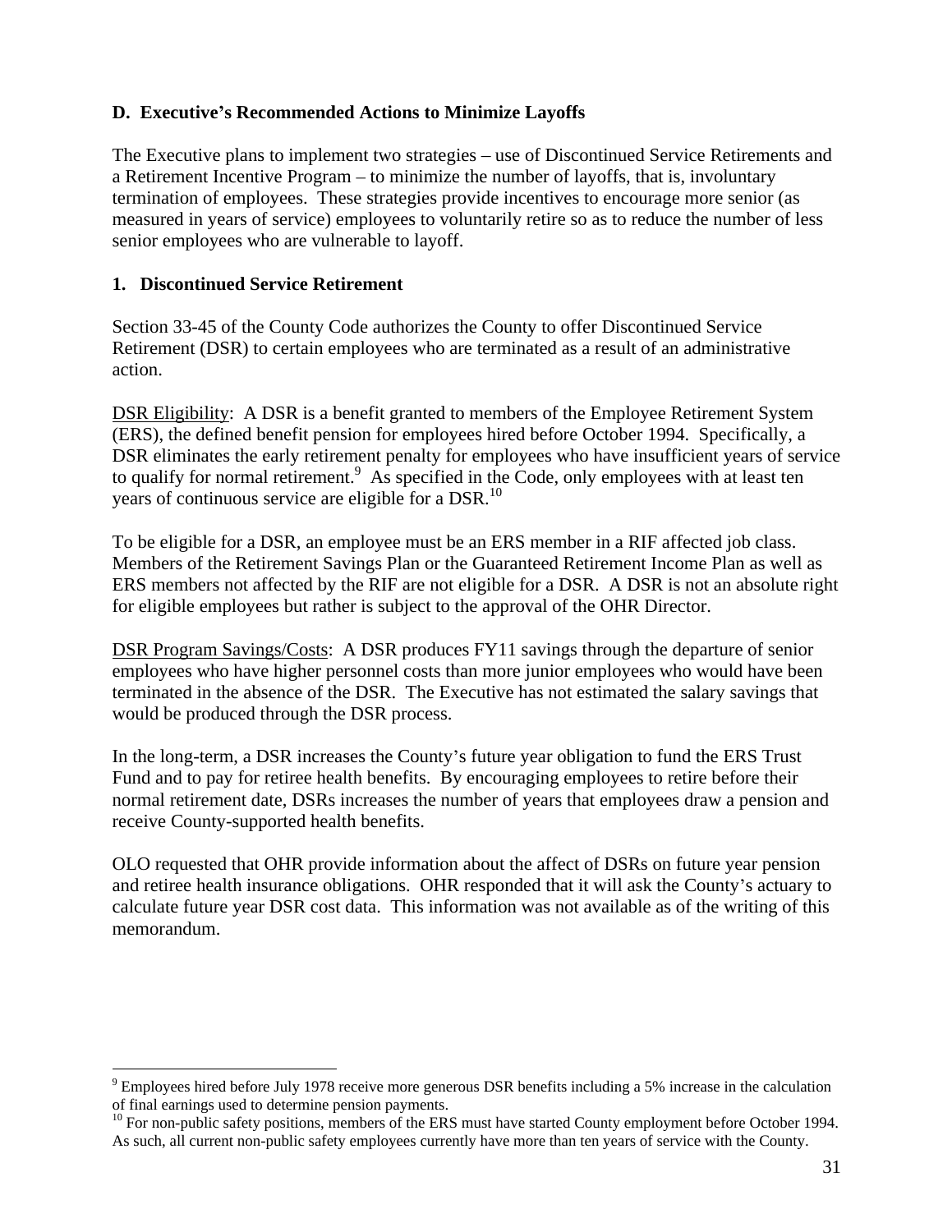### D. Executive's Recommended Actions to Minimize Layoffs

The Executive plans to implement two strategies – use of Discontinued Service Retirements and a Retirement Incentive Program – to minimize the number of layoffs, that is, involuntary termination of employees. These strategies provide incentives to encourage more senior (as measured in years of service) employees to voluntarily retire so as to reduce the number of less senior employees who are vulnerable to layoff.

#### 1. Discontinued Service Retirement

Section 33-45 of the County Code authorizes the County to offer Discontinued Service Retirement (DSR) to certain employees who are terminated as a result of an administrative action.

<u>DSR Eligibility</u>: A DSR is a benefit granted to members of the Employee Retirement System (ERS), the defined benefit pension for employees hired before October 1994. Specifically, a DSR eliminates the early retirement penalty for employees who have insufficient years of service to qualify for normal retirement.[9] As specified in the Code, only employees with at least ten years of continuous service are eligible for a DSR.[10]

To be eligible for a DSR, an employee must be an ERS member in a RIF affected job class. Members of the Retirement Savings Plan or the Guaranteed Retirement Income Plan as well as ERS members not affected by the RIF are not eligible for a DSR. A DSR is not an absolute right for eligible employees but rather is subject to the approval of the OHR Director.

<u>DSR Program Savings/Costs</u>: A DSR produces FY11 savings through the departure of senior employees who have higher personnel costs than more junior employees who would have been terminated in the absence of the DSR. The Executive has not estimated the salary savings that would be produced through the DSR process.

In the long-term, a DSR increases the County's future year obligation to fund the ERS Trust Fund and to pay for retiree health benefits. By encouraging employees to retire before their normal retirement date, DSRs increases the number of years that employees draw a pension and receive County-supported health benefits.

OLO requested that OHR provide information about the affect of DSRs on future year pension and retiree health insurance obligations. OHR responded that it will ask the County's actuary to calculate future year DSR cost data. This information was not available as of the writing of this memorandum.

---

[9] Employees hired before July 1978 receive more generous DSR benefits including a 5% increase in the calculation of final earnings used to determine pension payments.

[10] For non-public safety positions, members of the ERS must have started County employment before October 1994. As such, all current non-public safety employees currently have more than ten years of service with the County.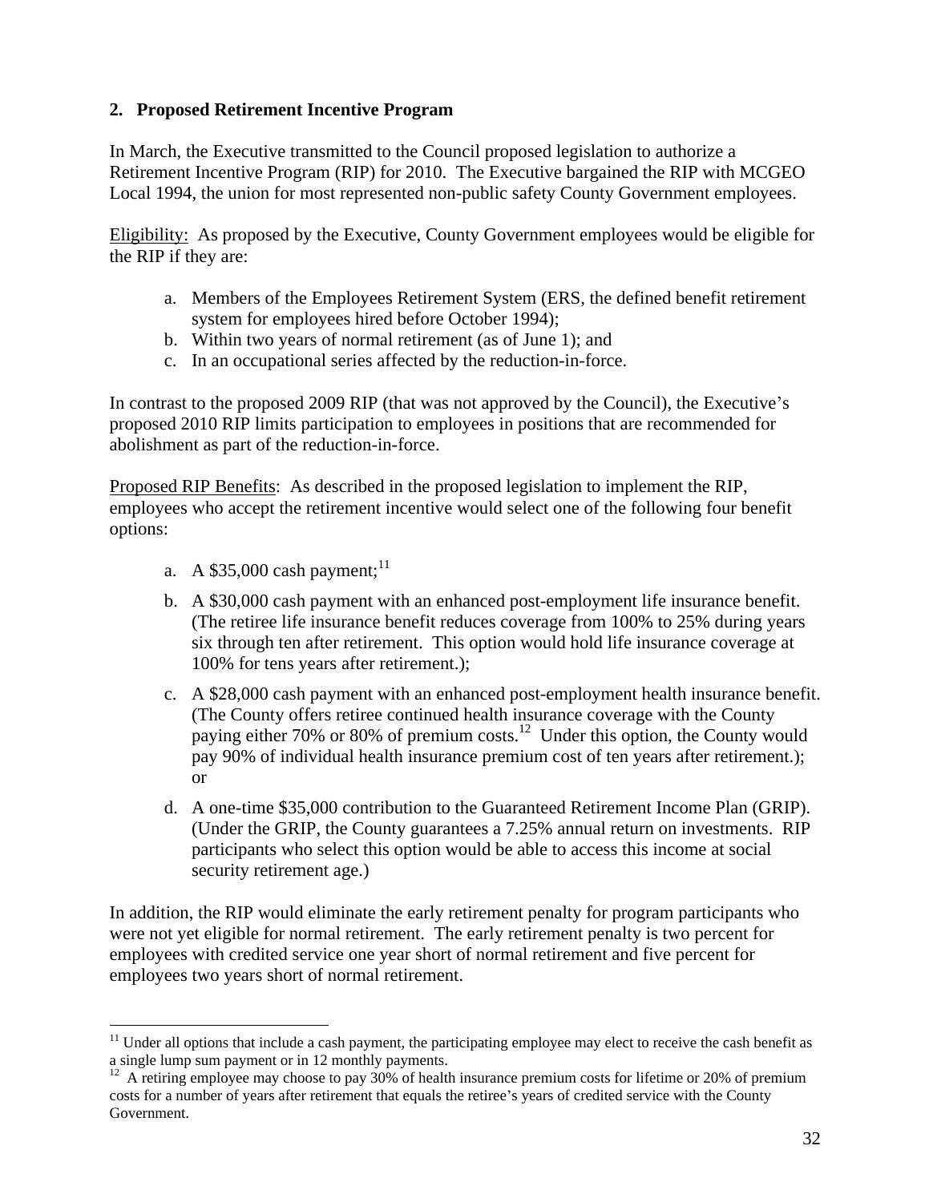## 2. Proposed Retirement Incentive Program

In March, the Executive transmitted to the Council proposed legislation to authorize a Retirement Incentive Program (RIP) for 2010. The Executive bargained the RIP with MCGEO Local 1994, the union for most represented non-public safety County Government employees.

Eligibility: As proposed by the Executive, County Government employees would be eligible for the RIP if they are:

a. Members of the Employees Retirement System (ERS, the defined benefit retirement system for employees hired before October 1994);
b. Within two years of normal retirement (as of June 1); and
c. In an occupational series affected by the reduction-in-force.

In contrast to the proposed 2009 RIP (that was not approved by the Council), the Executive's proposed 2010 RIP limits participation to employees in positions that are recommended for abolishment as part of the reduction-in-force.

Proposed RIP Benefits: As described in the proposed legislation to implement the RIP, employees who accept the retirement incentive would select one of the following four benefit options:

a. A $35,000 cash payment;[11]

b. A $30,000 cash payment with an enhanced post-employment life insurance benefit. (The retiree life insurance benefit reduces coverage from 100% to 25% during years six through ten after retirement. This option would hold life insurance coverage at 100% for tens years after retirement.);

c. A $28,000 cash payment with an enhanced post-employment health insurance benefit. (The County offers retiree continued health insurance coverage with the County paying either 70% or 80% of premium costs.[12] Under this option, the County would pay 90% of individual health insurance premium cost of ten years after retirement.); or

d. A one-time $35,000 contribution to the Guaranteed Retirement Income Plan (GRIP). (Under the GRIP, the County guarantees a 7.25% annual return on investments. RIP participants who select this option would be able to access this income at social security retirement age.)

In addition, the RIP would eliminate the early retirement penalty for program participants who were not yet eligible for normal retirement. The early retirement penalty is two percent for employees with credited service one year short of normal retirement and five percent for employees two years short of normal retirement.

---

[11] Under all options that include a cash payment, the participating employee may elect to receive the cash benefit as a single lump sum payment or in 12 monthly payments.

[12] A retiring employee may choose to pay 30% of health insurance premium costs for lifetime or 20% of premium costs for a number of years after retirement that equals the retiree's years of credited service with the County Government.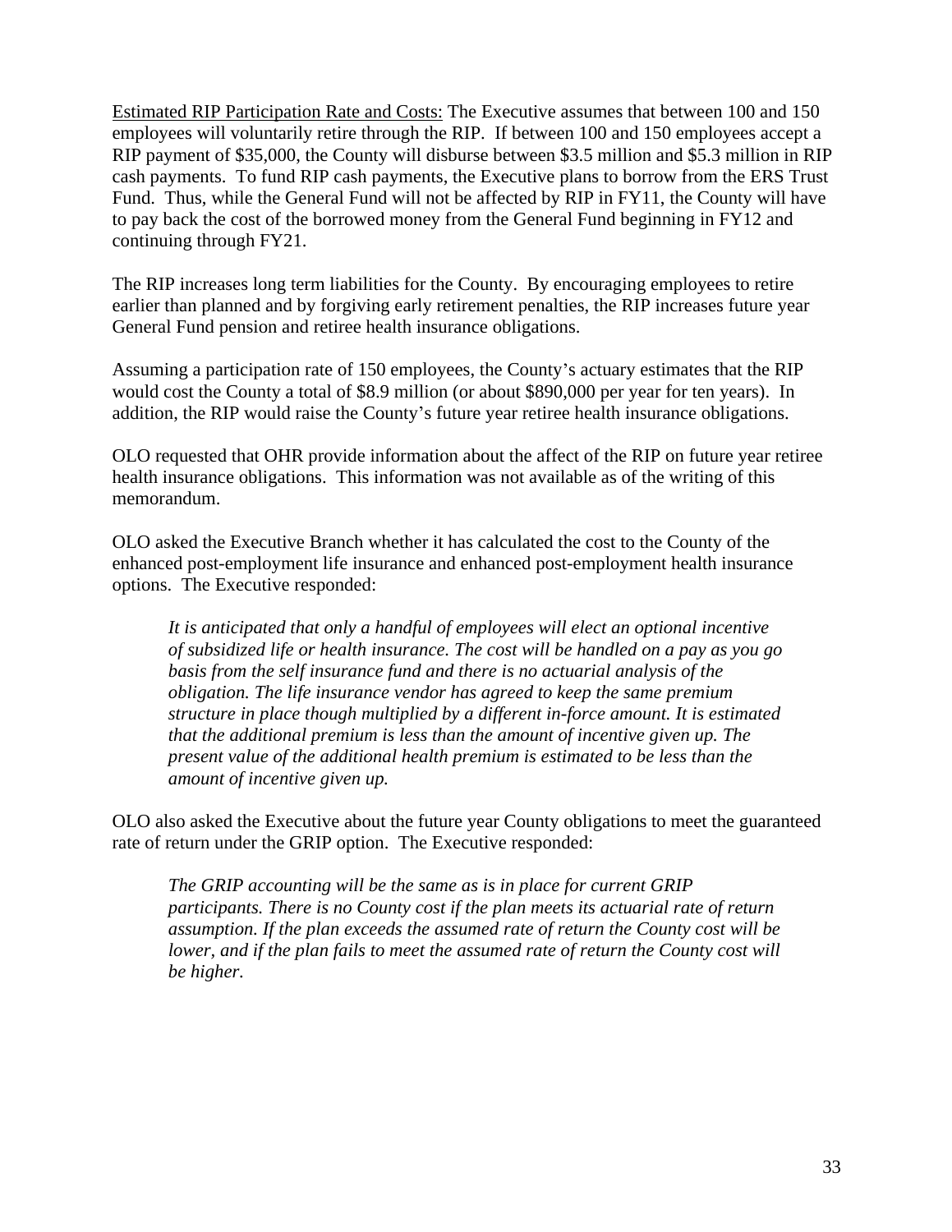<u>Estimated RIP Participation Rate and Costs:</u> The Executive assumes that between 100 and 150 employees will voluntarily retire through the RIP. If between 100 and 150 employees accept a RIP payment of $35,000, the County will disburse between $3.5 million and $5.3 million in RIP cash payments. To fund RIP cash payments, the Executive plans to borrow from the ERS Trust Fund. Thus, while the General Fund will not be affected by RIP in FY11, the County will have to pay back the cost of the borrowed money from the General Fund beginning in FY12 and continuing through FY21.

The RIP increases long term liabilities for the County. By encouraging employees to retire earlier than planned and by forgiving early retirement penalties, the RIP increases future year General Fund pension and retiree health insurance obligations.

Assuming a participation rate of 150 employees, the County's actuary estimates that the RIP would cost the County a total of $8.9 million (or about $890,000 per year for ten years). In addition, the RIP would raise the County's future year retiree health insurance obligations.

OLO requested that OHR provide information about the affect of the RIP on future year retiree health insurance obligations. This information was not available as of the writing of this memorandum.

OLO asked the Executive Branch whether it has calculated the cost to the County of the enhanced post-employment life insurance and enhanced post-employment health insurance options. The Executive responded:

> *It is anticipated that only a handful of employees will elect an optional incentive of subsidized life or health insurance. The cost will be handled on a pay as you go basis from the self insurance fund and there is no actuarial analysis of the obligation. The life insurance vendor has agreed to keep the same premium structure in place though multiplied by a different in-force amount. It is estimated that the additional premium is less than the amount of incentive given up. The present value of the additional health premium is estimated to be less than the amount of incentive given up.*

OLO also asked the Executive about the future year County obligations to meet the guaranteed rate of return under the GRIP option. The Executive responded:

> *The GRIP accounting will be the same as is in place for current GRIP participants. There is no County cost if the plan meets its actuarial rate of return assumption. If the plan exceeds the assumed rate of return the County cost will be lower, and if the plan fails to meet the assumed rate of return the County cost will be higher.*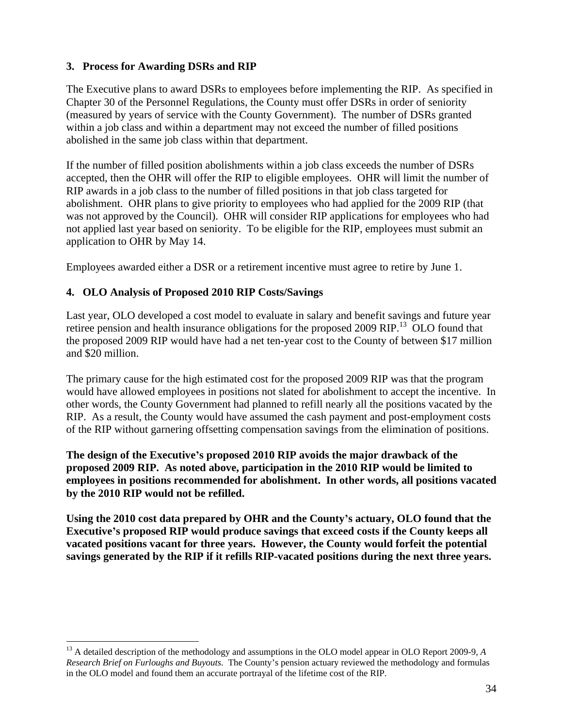### 3. Process for Awarding DSRs and RIP

The Executive plans to award DSRs to employees before implementing the RIP. As specified in Chapter 30 of the Personnel Regulations, the County must offer DSRs in order of seniority (measured by years of service with the County Government). The number of DSRs granted within a job class and within a department may not exceed the number of filled positions abolished in the same job class within that department.

If the number of filled position abolishments within a job class exceeds the number of DSRs accepted, then the OHR will offer the RIP to eligible employees. OHR will limit the number of RIP awards in a job class to the number of filled positions in that job class targeted for abolishment. OHR plans to give priority to employees who had applied for the 2009 RIP (that was not approved by the Council). OHR will consider RIP applications for employees who had not applied last year based on seniority. To be eligible for the RIP, employees must submit an application to OHR by May 14.

Employees awarded either a DSR or a retirement incentive must agree to retire by June 1.

### 4. OLO Analysis of Proposed 2010 RIP Costs/Savings

Last year, OLO developed a cost model to evaluate in salary and benefit savings and future year retiree pension and health insurance obligations for the proposed 2009 RIP.[13] OLO found that the proposed 2009 RIP would have had a net ten-year cost to the County of between $17 million and $20 million.

The primary cause for the high estimated cost for the proposed 2009 RIP was that the program would have allowed employees in positions not slated for abolishment to accept the incentive. In other words, the County Government had planned to refill nearly all the positions vacated by the RIP. As a result, the County would have assumed the cash payment and post-employment costs of the RIP without garnering offsetting compensation savings from the elimination of positions.

**The design of the Executive's proposed 2010 RIP avoids the major drawback of the proposed 2009 RIP. As noted above, participation in the 2010 RIP would be limited to employees in positions recommended for abolishment. In other words, all positions vacated by the 2010 RIP would not be refilled.**

**Using the 2010 cost data prepared by OHR and the County's actuary, OLO found that the Executive's proposed RIP would produce savings that exceed costs if the County keeps all vacated positions vacant for three years. However, the County would forfeit the potential savings generated by the RIP if it refills RIP-vacated positions during the next three years.**

---

[13] A detailed description of the methodology and assumptions in the OLO model appear in OLO Report 2009-9, *A Research Brief on Furloughs and Buyouts.* The County's pension actuary reviewed the methodology and formulas in the OLO model and found them an accurate portrayal of the lifetime cost of the RIP.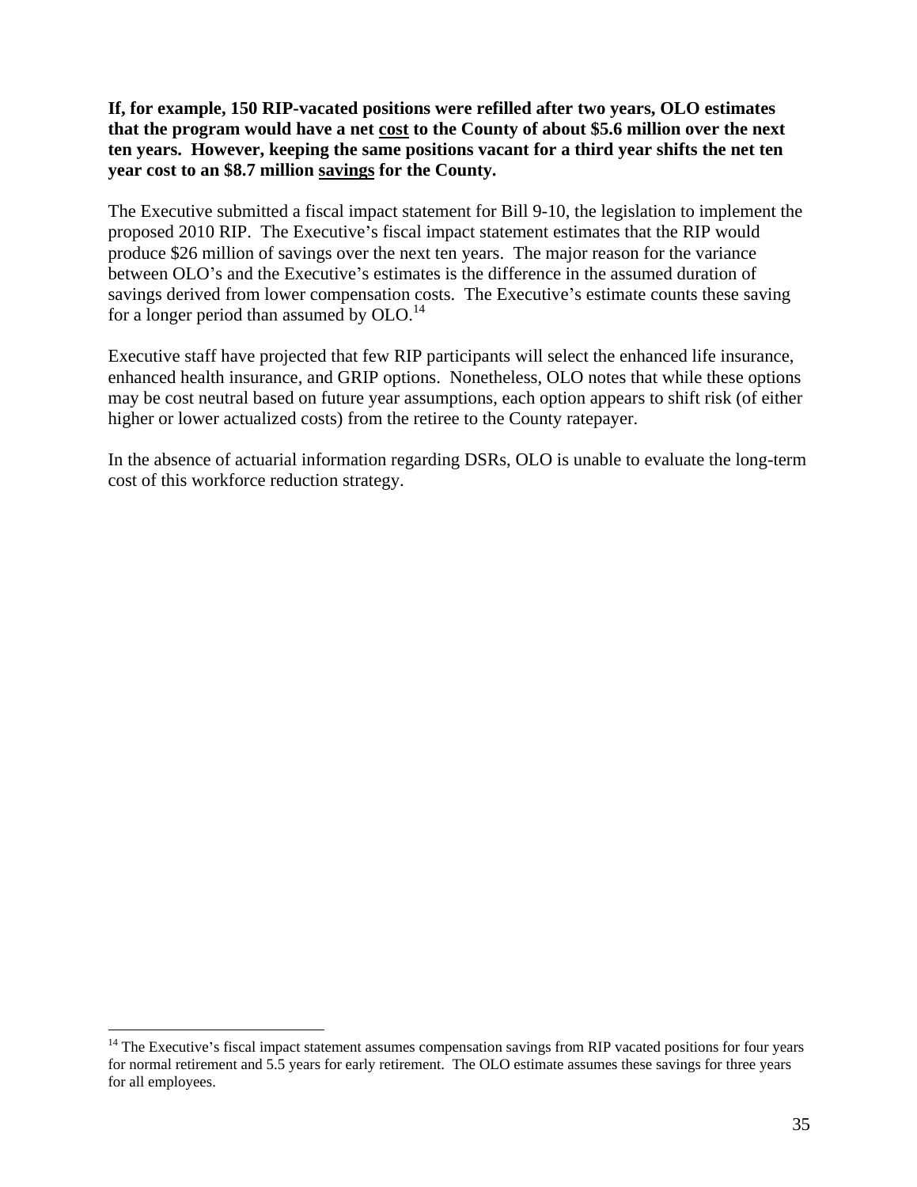**If, for example, 150 RIP-vacated positions were refilled after two years, OLO estimates that the program would have a net <u>cost</u> to the County of about $5.6 million over the next ten years. However, keeping the same positions vacant for a third year shifts the net ten year cost to an $8.7 million <u>savings</u> for the County.**

The Executive submitted a fiscal impact statement for Bill 9-10, the legislation to implement the proposed 2010 RIP. The Executive's fiscal impact statement estimates that the RIP would produce $26 million of savings over the next ten years. The major reason for the variance between OLO's and the Executive's estimates is the difference in the assumed duration of savings derived from lower compensation costs. The Executive's estimate counts these saving for a longer period than assumed by OLO.[14]

Executive staff have projected that few RIP participants will select the enhanced life insurance, enhanced health insurance, and GRIP options. Nonetheless, OLO notes that while these options may be cost neutral based on future year assumptions, each option appears to shift risk (of either higher or lower actualized costs) from the retiree to the County ratepayer.

In the absence of actuarial information regarding DSRs, OLO is unable to evaluate the long-term cost of this workforce reduction strategy.

---

[14] The Executive's fiscal impact statement assumes compensation savings from RIP vacated positions for four years for normal retirement and 5.5 years for early retirement. The OLO estimate assumes these savings for three years for all employees.